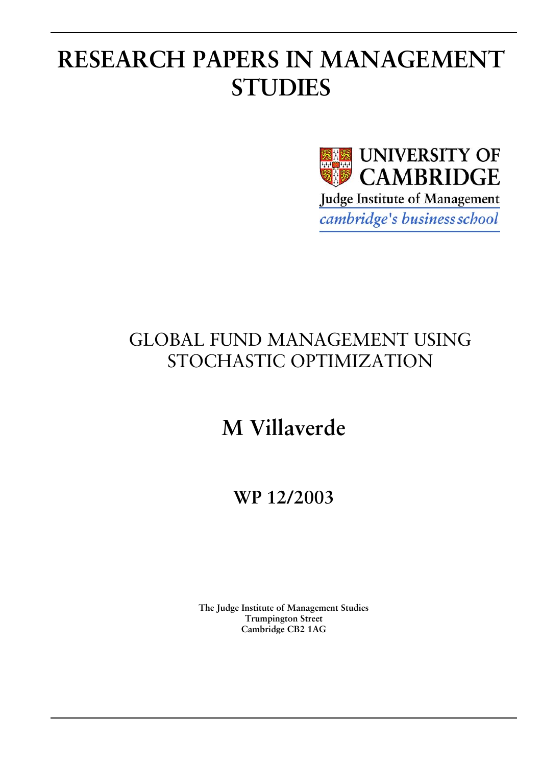# RESEARCH PAPERS IN MANAGEMENT STUDIES

UNIVERSITY OF CAMBRIDGE

Judge Institute of Management

*cambridge's business school*

## GLOBAL FUND MANAGEMENT USING STOCHASTIC OPTIMIZATION

## M Villaverde

## WP 12/2003

**The Judge Institute of Management Studies**
**Trumpington Street**
**Cambridge CB2 1AG**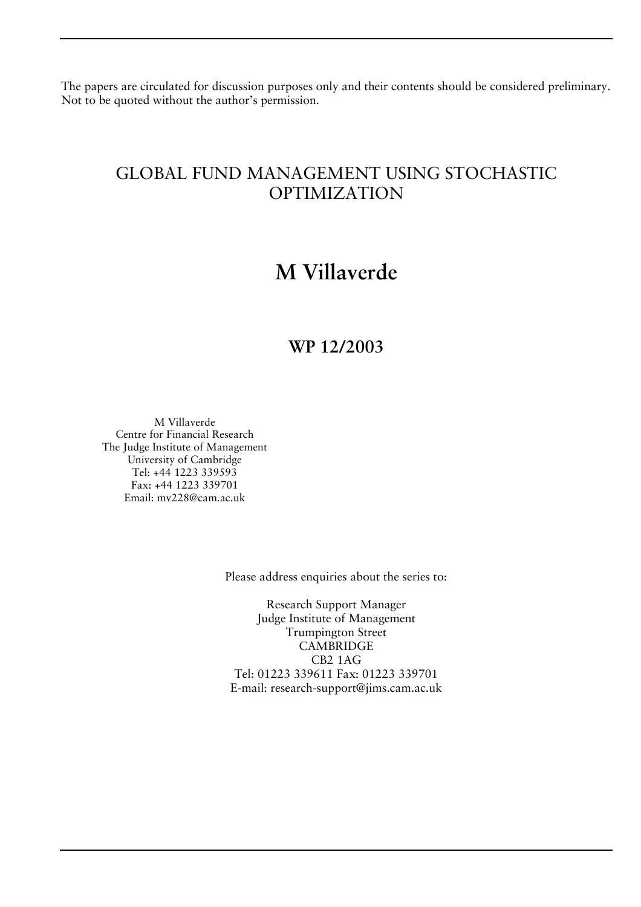The papers are circulated for discussion purposes only and their contents should be considered preliminary. Not to be quoted without the author's permission.

# GLOBAL FUND MANAGEMENT USING STOCHASTIC OPTIMIZATION

## M Villaverde

### WP 12/2003

M Villaverde
Centre for Financial Research
The Judge Institute of Management
University of Cambridge
Tel: +44 1223 339593
Fax: +44 1223 339701
Email: mv228@cam.ac.uk

Please address enquiries about the series to:

Research Support Manager
Judge Institute of Management
Trumpington Street
CAMBRIDGE
CB2 1AG
Tel: 01223 339611 Fax: 01223 339701
E-mail: research-support@jims.cam.ac.uk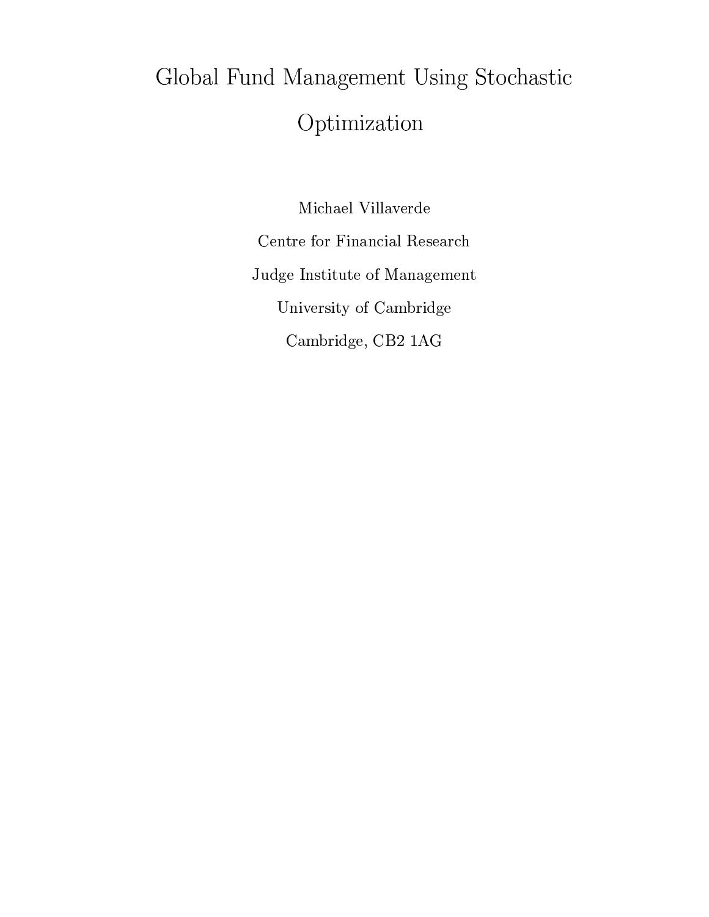# Global Fund Management Using Stochastic Optimization

Michael Villaverde

Centre for Financial Research

Judge Institute of Management

University of Cambridge

Cambridge, CB2 1AG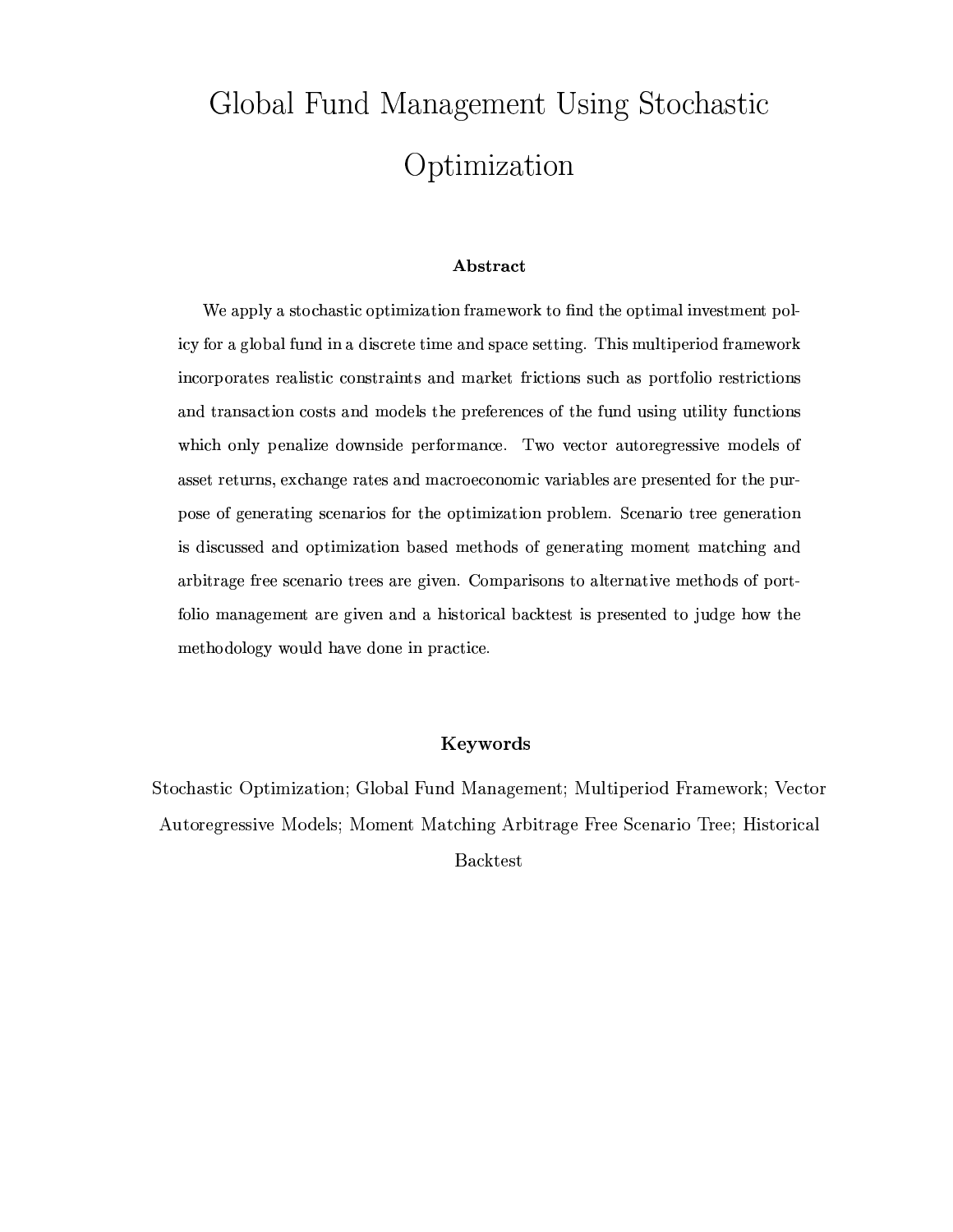# Global Fund Management Using Stochastic Optimization

## Abstract

We apply a stochastic optimization framework to find the optimal investment policy for a global fund in a discrete time and space setting. This multiperiod framework incorporates realistic constraints and market frictions such as portfolio restrictions and transaction costs and models the preferences of the fund using utility functions which only penalize downside performance. Two vector autoregressive models of asset returns, exchange rates and macroeconomic variables are presented for the purpose of generating scenarios for the optimization problem. Scenario tree generation is discussed and optimization based methods of generating moment matching and arbitrage free scenario trees are given. Comparisons to alternative methods of portfolio management are given and a historical backtest is presented to judge how the methodology would have done in practice.

## Keywords

Stochastic Optimization; Global Fund Management; Multiperiod Framework; Vector Autoregressive Models; Moment Matching Arbitrage Free Scenario Tree; Historical Backtest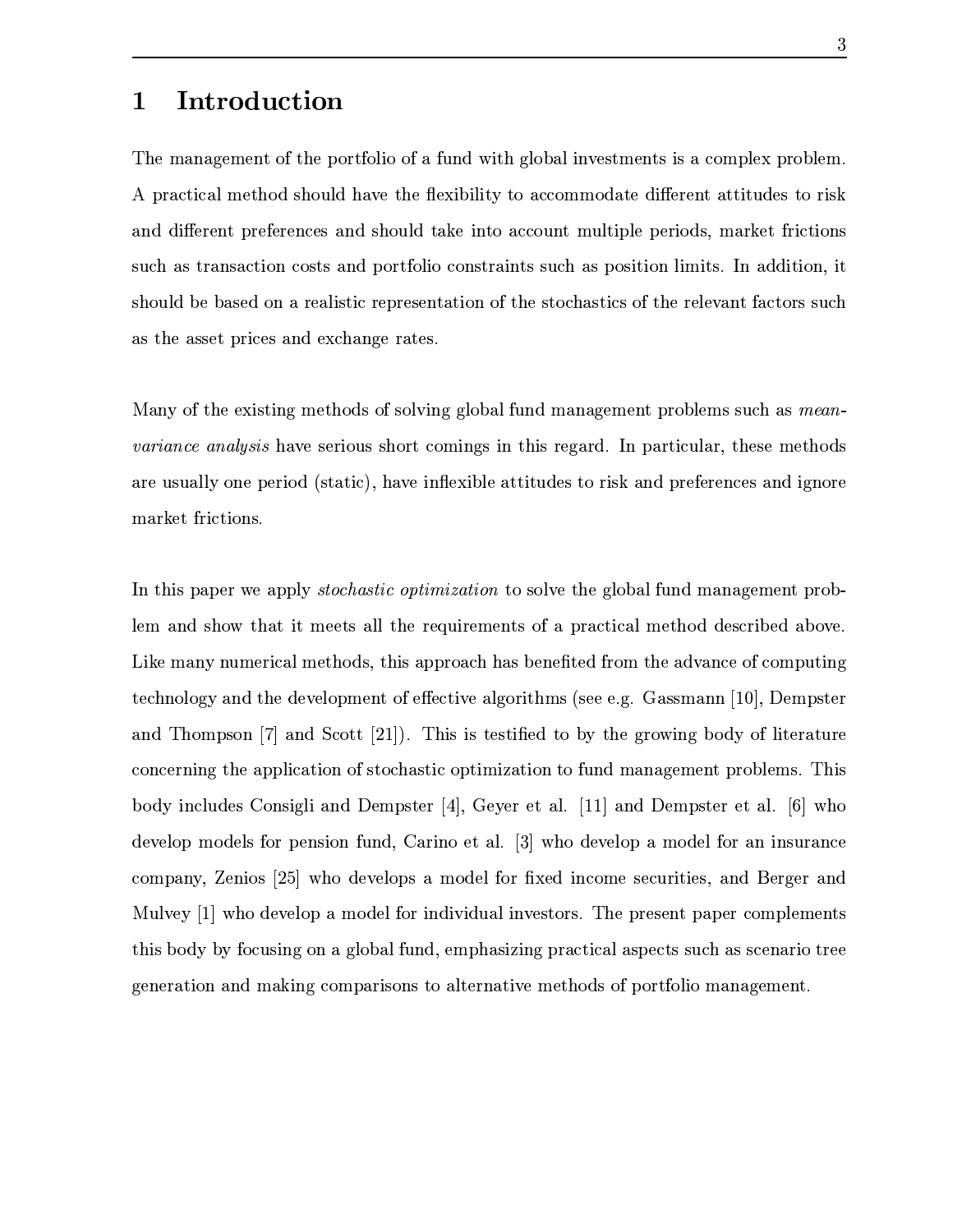# 1 Introduction

The management of the portfolio of a fund with global investments is a complex problem. A practical method should have the flexibility to accommodate different attitudes to risk and different preferences and should take into account multiple periods, market frictions such as transaction costs and portfolio constraints such as position limits. In addition, it should be based on a realistic representation of the stochastics of the relevant factors such as the asset prices and exchange rates.

Many of the existing methods of solving global fund management problems such as *mean-variance analysis* have serious short comings in this regard. In particular, these methods are usually one period (static), have inflexible attitudes to risk and preferences and ignore market frictions.

In this paper we apply *stochastic optimization* to solve the global fund management problem and show that it meets all the requirements of a practical method described above. Like many numerical methods, this approach has benefited from the advance of computing technology and the development of effective algorithms (see e.g. Gassmann [10], Dempster and Thompson [7] and Scott [21]). This is testified to by the growing body of literature concerning the application of stochastic optimization to fund management problems. This body includes Consigli and Dempster [4], Geyer et al. [11] and Dempster et al. [6] who develop models for pension fund, Carino et al. [3] who develop a model for an insurance company, Zenios [25] who develops a model for fixed income securities, and Berger and Mulvey [1] who develop a model for individual investors. The present paper complements this body by focusing on a global fund, emphasizing practical aspects such as scenario tree generation and making comparisons to alternative methods of portfolio management.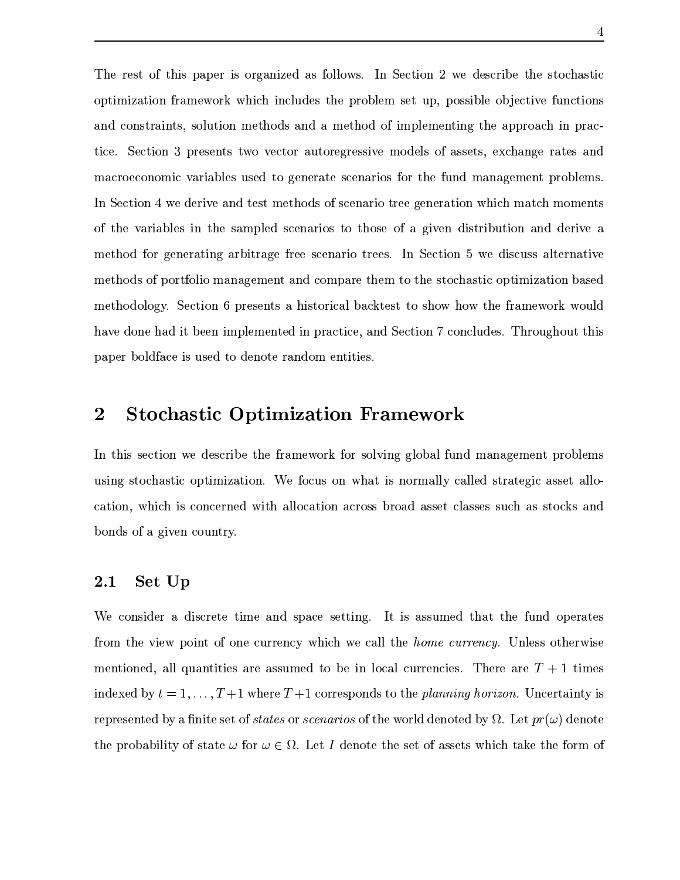The rest of this paper is organized as follows. In Section 2 we describe the stochastic optimization framework which includes the problem set up, possible objective functions and constraints, solution methods and a method of implementing the approach in practice. Section 3 presents two vector autoregressive models of assets, exchange rates and macroeconomic variables used to generate scenarios for the fund management problems. In Section 4 we derive and test methods of scenario tree generation which match moments of the variables in the sampled scenarios to those of a given distribution and derive a method for generating arbitrage free scenario trees. In Section 5 we discuss alternative methods of portfolio management and compare them to the stochastic optimization based methodology. Section 6 presents a historical backtest to show how the framework would have done had it been implemented in practice, and Section 7 concludes. Throughout this paper boldface is used to denote random entities.

## 2 Stochastic Optimization Framework

In this section we describe the framework for solving global fund management problems using stochastic optimization. We focus on what is normally called strategic asset allocation, which is concerned with allocation across broad asset classes such as stocks and bonds of a given country.

### 2.1 Set Up

We consider a discrete time and space setting. It is assumed that the fund operates from the view point of one currency which we call the *home currency*. Unless otherwise mentioned, all quantities are assumed to be in local currencies. There are $T+1$ times indexed by $t = 1, \ldots, T+1$ where $T+1$ corresponds to the *planning horizon*. Uncertainty is represented by a finite set of *states* or *scenarios* of the world denoted by $\Omega$. Let $pr(\omega)$ denote the probability of state $\omega$ for $\omega \in \Omega$. Let $I$ denote the set of assets which take the form of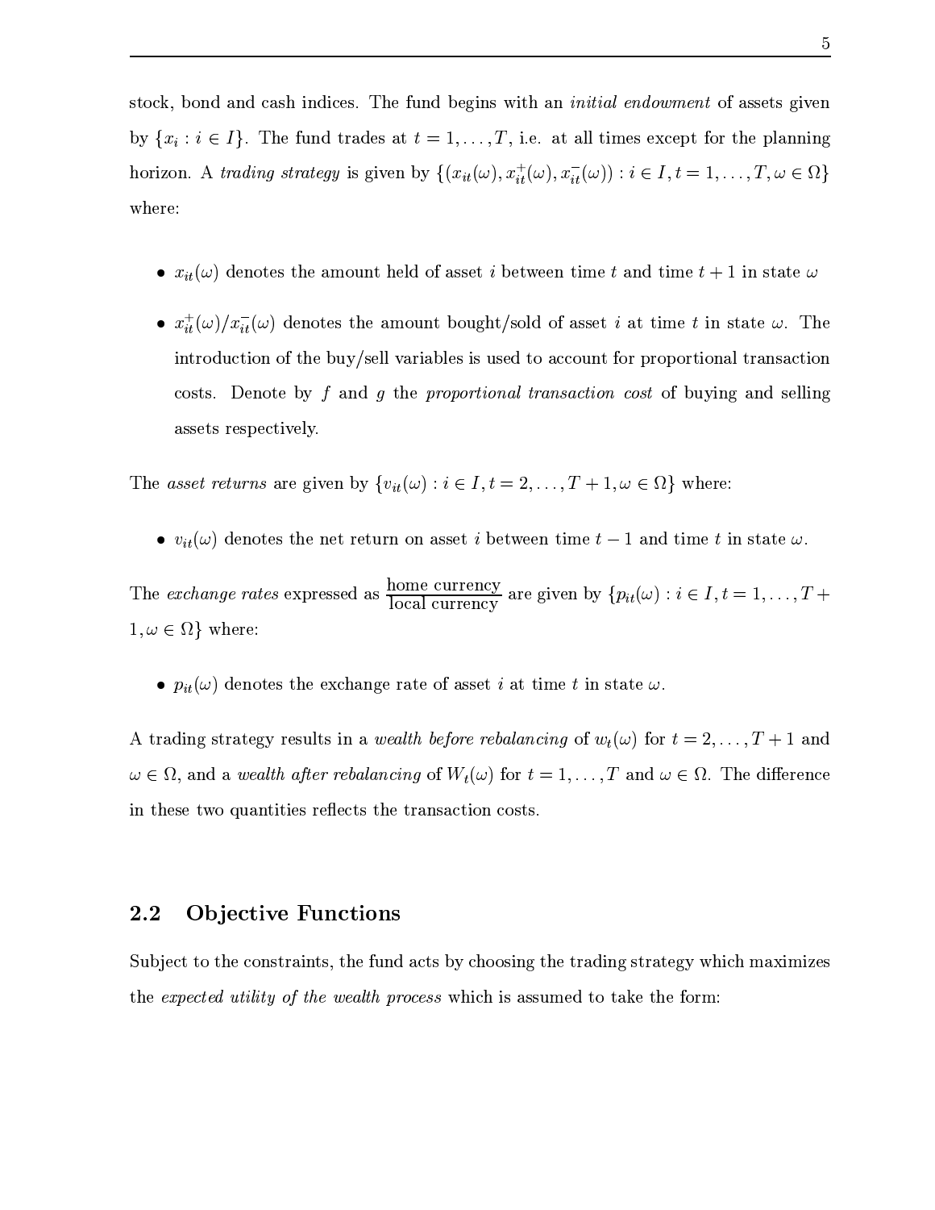stock, bond and cash indices. The fund begins with an *initial endowment* of assets given by $\{x_i : i \in I\}$. The fund trades at $t = 1, \ldots, T$, i.e. at all times except for the planning horizon. A *trading strategy* is given by $\{(x_{it}(\omega), x^+_{it}(\omega), x^-_{it}(\omega)) : i \in I, t = 1, \ldots, T, \omega \in \Omega\}$ where:

- $x_{it}(\omega)$ denotes the amount held of asset $i$ between time $t$ and time $t+1$ in state $\omega$
- $x^+_{it}(\omega)/x^-_{it}(\omega)$ denotes the amount bought/sold of asset $i$ at time $t$ in state $\omega$. The introduction of the buy/sell variables is used to account for proportional transaction costs. Denote by $f$ and $g$ the *proportional transaction cost* of buying and selling assets respectively.

The *asset returns* are given by $\{v_{it}(\omega) : i \in I, t = 2, \ldots, T+1, \omega \in \Omega\}$ where:

- $v_{it}(\omega)$ denotes the net return on asset $i$ between time $t-1$ and time $t$ in state $\omega$.

The *exchange rates* expressed as $\frac{\text{home currency}}{\text{local currency}}$ are given by $\{p_{it}(\omega) : i \in I, t = 1, \ldots, T+1, \omega \in \Omega\}$ where:

- $p_{it}(\omega)$ denotes the exchange rate of asset $i$ at time $t$ in state $\omega$.

A trading strategy results in a *wealth before rebalancing* of $w_t(\omega)$ for $t = 2, \ldots, T+1$ and $\omega \in \Omega$, and a *wealth after rebalancing* of $W_t(\omega)$ for $t = 1, \ldots, T$ and $\omega \in \Omega$. The difference in these two quantities reflects the transaction costs.

## 2.2 Objective Functions

Subject to the constraints, the fund acts by choosing the trading strategy which maximizes the *expected utility of the wealth process* which is assumed to take the form: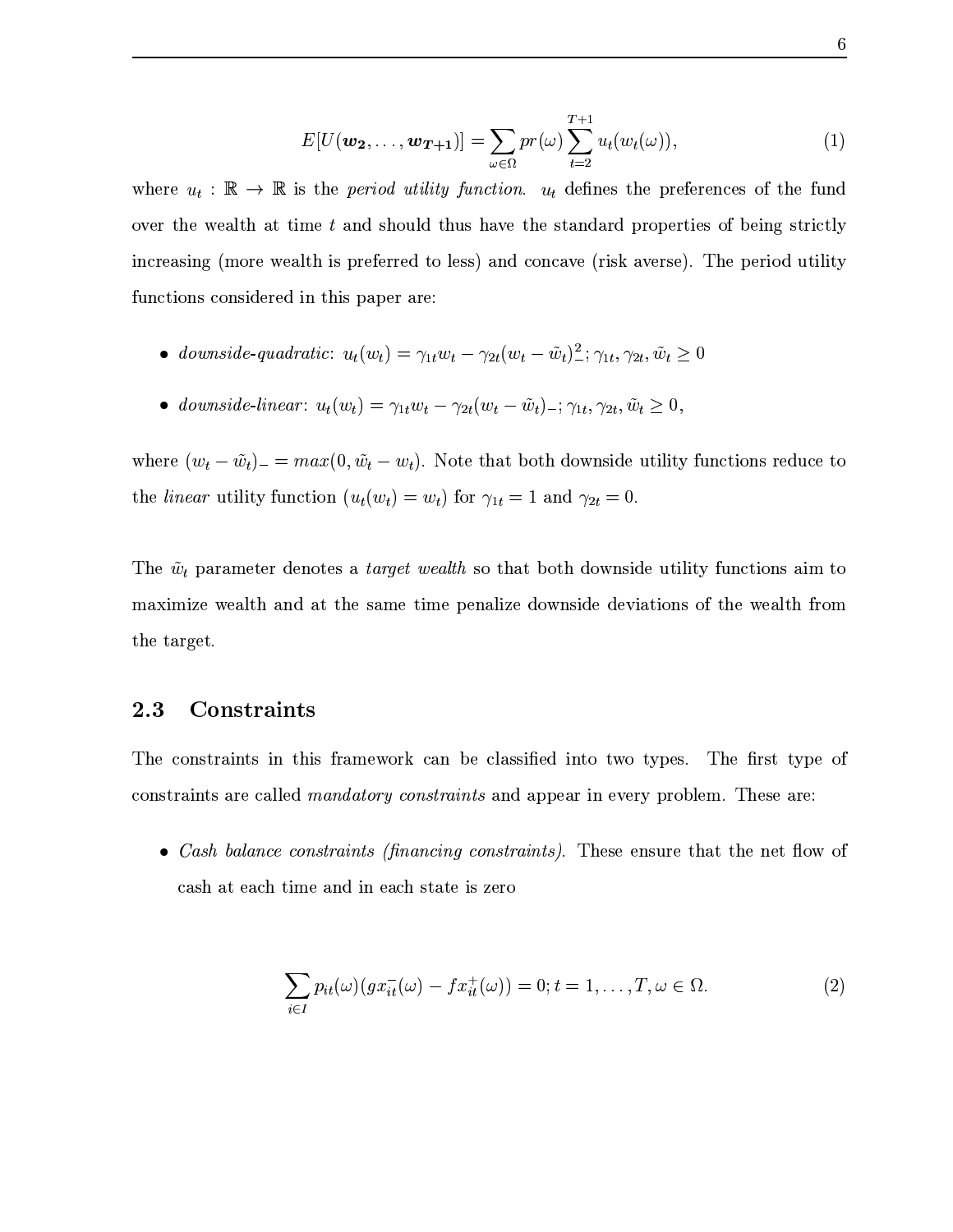$$E[U(\boldsymbol{w_2}, \ldots, \boldsymbol{w_{T+1}})] = \sum_{\omega \in \Omega} pr(\omega) \sum_{t=2}^{T+1} u_t(w_t(\omega)), \tag{1}$$

where $u_t : \mathbb{R} \to \mathbb{R}$ is the *period utility function*. $u_t$ defines the preferences of the fund over the wealth at time $t$ and should thus have the standard properties of being strictly increasing (more wealth is preferred to less) and concave (risk averse). The period utility functions considered in this paper are:

- *downside-quadratic*: $u_t(w_t) = \gamma_{1t} w_t - \gamma_{2t}(w_t - \tilde{w}_t)_-^2; \gamma_{1t}, \gamma_{2t}, \tilde{w}_t \geq 0$
- *downside-linear*: $u_t(w_t) = \gamma_{1t} w_t - \gamma_{2t}(w_t - \tilde{w}_t)_-; \gamma_{1t}, \gamma_{2t}, \tilde{w}_t \geq 0,$

where $(w_t - \tilde{w}_t)_- = max(0, \tilde{w}_t - w_t)$. Note that both downside utility functions reduce to the *linear* utility function ($u_t(w_t) = w_t$) for $\gamma_{1t} = 1$ and $\gamma_{2t} = 0$.

The $\tilde{w}_t$ parameter denotes a *target wealth* so that both downside utility functions aim to maximize wealth and at the same time penalize downside deviations of the wealth from the target.

## 2.3 Constraints

The constraints in this framework can be classified into two types. The first type of constraints are called *mandatory constraints* and appear in every problem. These are:

- *Cash balance constraints (financing constraints).* These ensure that the net flow of cash at each time and in each state is zero

$$\sum_{i \in I} p_{it}(\omega)(g x_{it}^-(\omega) - f x_{it}^+(\omega)) = 0; t = 1, \ldots, T, \omega \in \Omega. \tag{2}$$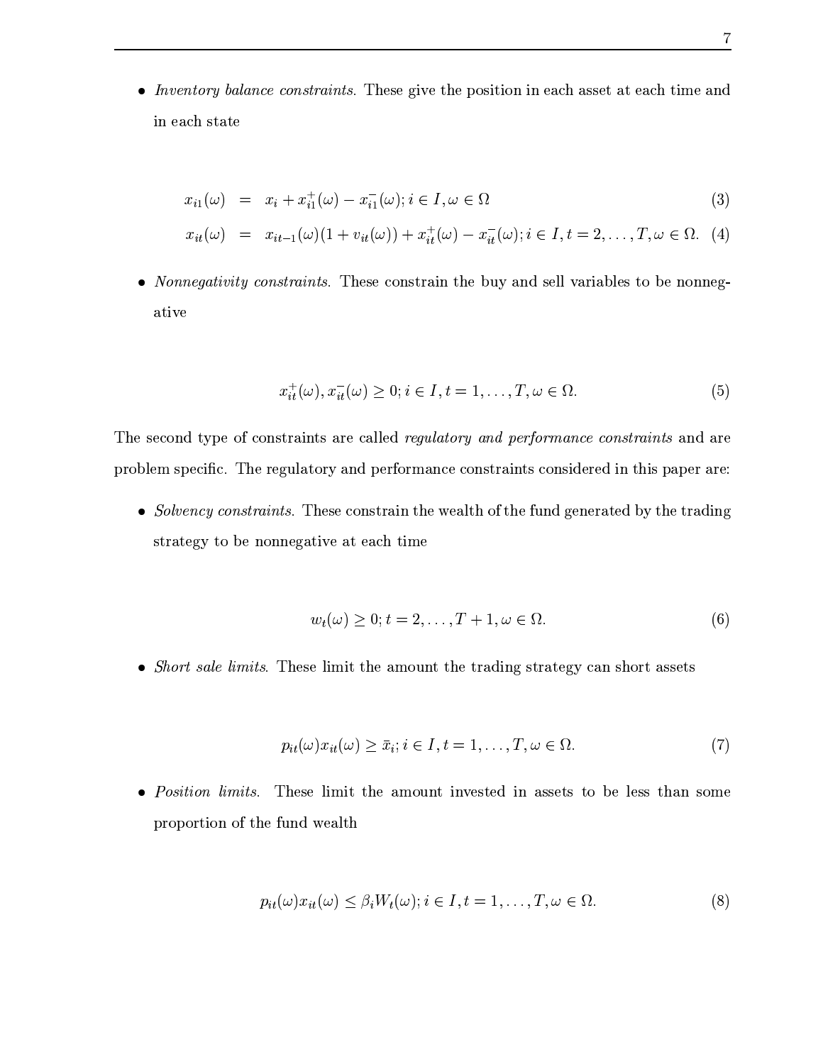- *Inventory balance constraints.* These give the position in each asset at each time and in each state

$$
\begin{aligned}
x_{i1}(\omega) &= x_i + x_{i1}^{+}(\omega) - x_{i1}^{-}(\omega); i \in I, \omega \in \Omega &\quad (3)\\
x_{it}(\omega) &= x_{it-1}(\omega)(1 + v_{it}(\omega)) + x_{it}^{+}(\omega) - x_{it}^{-}(\omega); i \in I, t = 2, \ldots, T, \omega \in \Omega. &\quad (4)
\end{aligned}
$$

- *Nonnegativity constraints.* These constrain the buy and sell variables to be nonnegative

$$
x_{it}^{+}(\omega), x_{it}^{-}(\omega) \geq 0; i \in I, t = 1, \ldots, T, \omega \in \Omega. \quad (5)
$$

The second type of constraints are called *regulatory and performance constraints* and are problem specific. The regulatory and performance constraints considered in this paper are:

- *Solvency constraints.* These constrain the wealth of the fund generated by the trading strategy to be nonnegative at each time

$$
w_t(\omega) \geq 0; t = 2, \ldots, T + 1, \omega \in \Omega. \quad (6)
$$

- *Short sale limits.* These limit the amount the trading strategy can short assets

$$
p_{it}(\omega) x_{it}(\omega) \geq \bar{x}_i; i \in I, t = 1, \ldots, T, \omega \in \Omega. \quad (7)
$$

- *Position limits.* These limit the amount invested in assets to be less than some proportion of the fund wealth

$$
p_{it}(\omega) x_{it}(\omega) \leq \beta_i W_t(\omega); i \in I, t = 1, \ldots, T, \omega \in \Omega. \quad (8)
$$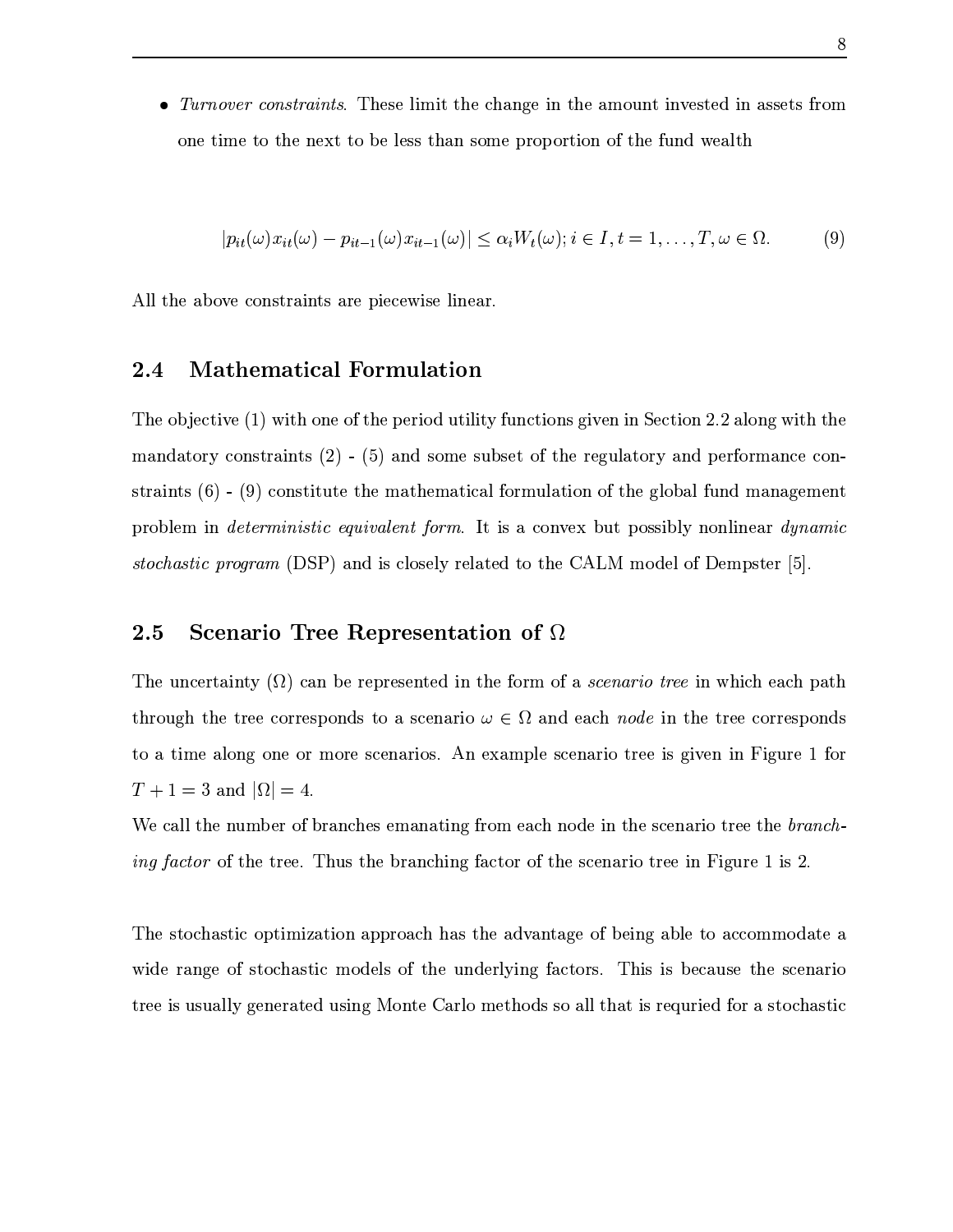- *Turnover constraints*. These limit the change in the amount invested in assets from one time to the next to be less than some proportion of the fund wealth

$$|p_{it}(\omega)x_{it}(\omega) - p_{it-1}(\omega)x_{it-1}(\omega)| \leq \alpha_i W_t(\omega); i \in I, t = 1, \ldots, T, \omega \in \Omega. \tag{9}$$

All the above constraints are piecewise linear.

## 2.4 Mathematical Formulation

The objective (1) with one of the period utility functions given in Section 2.2 along with the mandatory constraints (2) - (5) and some subset of the regulatory and performance constraints (6) - (9) constitute the mathematical formulation of the global fund management problem in *deterministic equivalent form*. It is a convex but possibly nonlinear *dynamic stochastic program* (DSP) and is closely related to the CALM model of Dempster [5].

## 2.5 Scenario Tree Representation of $\Omega$

The uncertainty ($\Omega$) can be represented in the form of a *scenario tree* in which each path through the tree corresponds to a scenario $\omega \in \Omega$ and each *node* in the tree corresponds to a time along one or more scenarios. An example scenario tree is given in Figure 1 for $T + 1 = 3$ and $|\Omega| = 4$.

We call the number of branches emanating from each node in the scenario tree the *branching factor* of the tree. Thus the branching factor of the scenario tree in Figure 1 is 2.

The stochastic optimization approach has the advantage of being able to accommodate a wide range of stochastic models of the underlying factors. This is because the scenario tree is usually generated using Monte Carlo methods so all that is requried for a stochastic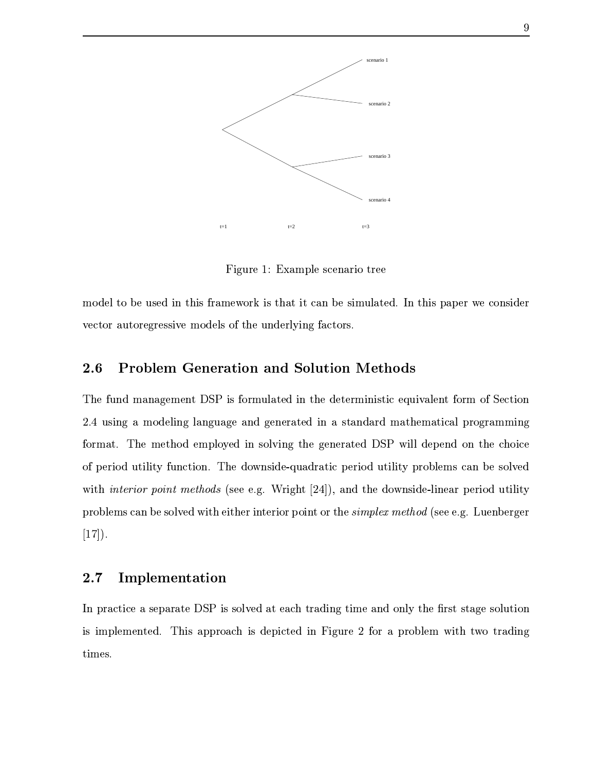Figure 1: Example scenario tree

model to be used in this framework is that it can be simulated. In this paper we consider vector autoregressive models of the underlying factors.

## 2.6 Problem Generation and Solution Methods

The fund management DSP is formulated in the deterministic equivalent form of Section 2.4 using a modeling language and generated in a standard mathematical programming format. The method employed in solving the generated DSP will depend on the choice of period utility function. The downside-quadratic period utility problems can be solved with *interior point methods* (see e.g. Wright [24]), and the downside-linear period utility problems can be solved with either interior point or the *simplex method* (see e.g. Luenberger [17]).

## 2.7 Implementation

In practice a separate DSP is solved at each trading time and only the first stage solution is implemented. This approach is depicted in Figure 2 for a problem with two trading times.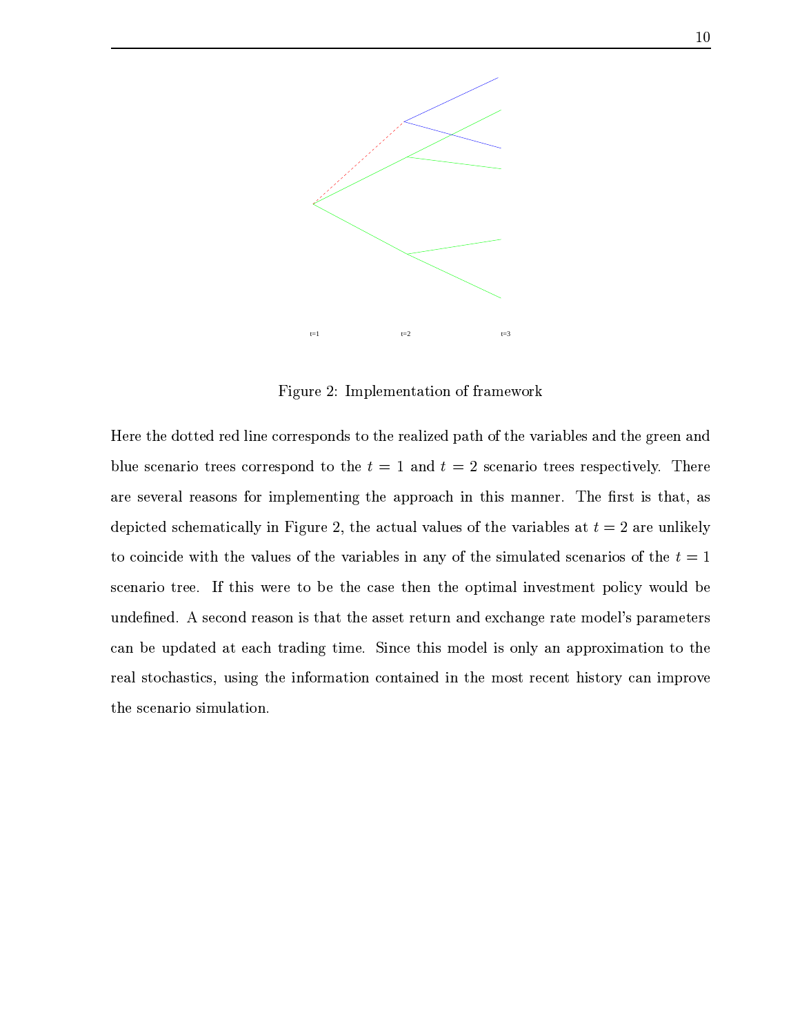t=1 t=2 t=3

Figure 2: Implementation of framework

Here the dotted red line corresponds to the realized path of the variables and the green and blue scenario trees correspond to the $t = 1$ and $t = 2$ scenario trees respectively. There are several reasons for implementing the approach in this manner. The first is that, as depicted schematically in Figure 2, the actual values of the variables at $t = 2$ are unlikely to coincide with the values of the variables in any of the simulated scenarios of the $t = 1$ scenario tree. If this were to be the case then the optimal investment policy would be undefined. A second reason is that the asset return and exchange rate model's parameters can be updated at each trading time. Since this model is only an approximation to the real stochastics, using the information contained in the most recent history can improve the scenario simulation.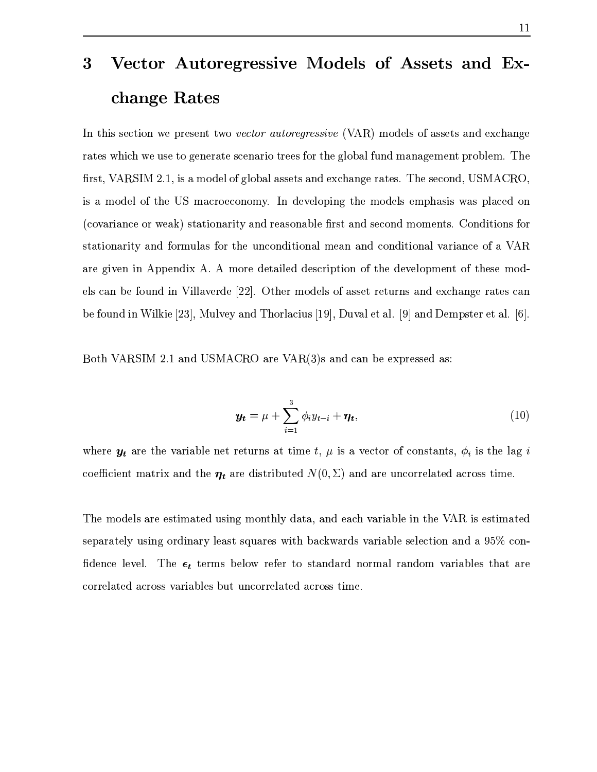# 3 Vector Autoregressive Models of Assets and Exchange Rates

In this section we present two *vector autoregressive* (VAR) models of assets and exchange rates which we use to generate scenario trees for the global fund management problem. The first, VARSIM 2.1, is a model of global assets and exchange rates. The second, USMACRO, is a model of the US macroeconomy. In developing the models emphasis was placed on (covariance or weak) stationarity and reasonable first and second moments. Conditions for stationarity and formulas for the unconditional mean and conditional variance of a VAR are given in Appendix A. A more detailed description of the development of these models can be found in Villaverde [22]. Other models of asset returns and exchange rates can be found in Wilkie [23], Mulvey and Thorlacius [19], Duval et al. [9] and Dempster et al. [6].

Both VARSIM 2.1 and USMACRO are VAR(3)s and can be expressed as:

$$\boldsymbol{y_t} = \mu + \sum_{i=1}^{3} \phi_i y_{t-i} + \boldsymbol{\eta_t}, \tag{10}$$

where $\boldsymbol{y_t}$ are the variable net returns at time $t$, $\mu$ is a vector of constants, $\phi_i$ is the lag $i$ coefficient matrix and the $\boldsymbol{\eta_t}$ are distributed $N(0, \Sigma)$ and are uncorrelated across time.

The models are estimated using monthly data, and each variable in the VAR is estimated separately using ordinary least squares with backwards variable selection and a 95% confidence level. The $\boldsymbol{\epsilon_t}$ terms below refer to standard normal random variables that are correlated across variables but uncorrelated across time.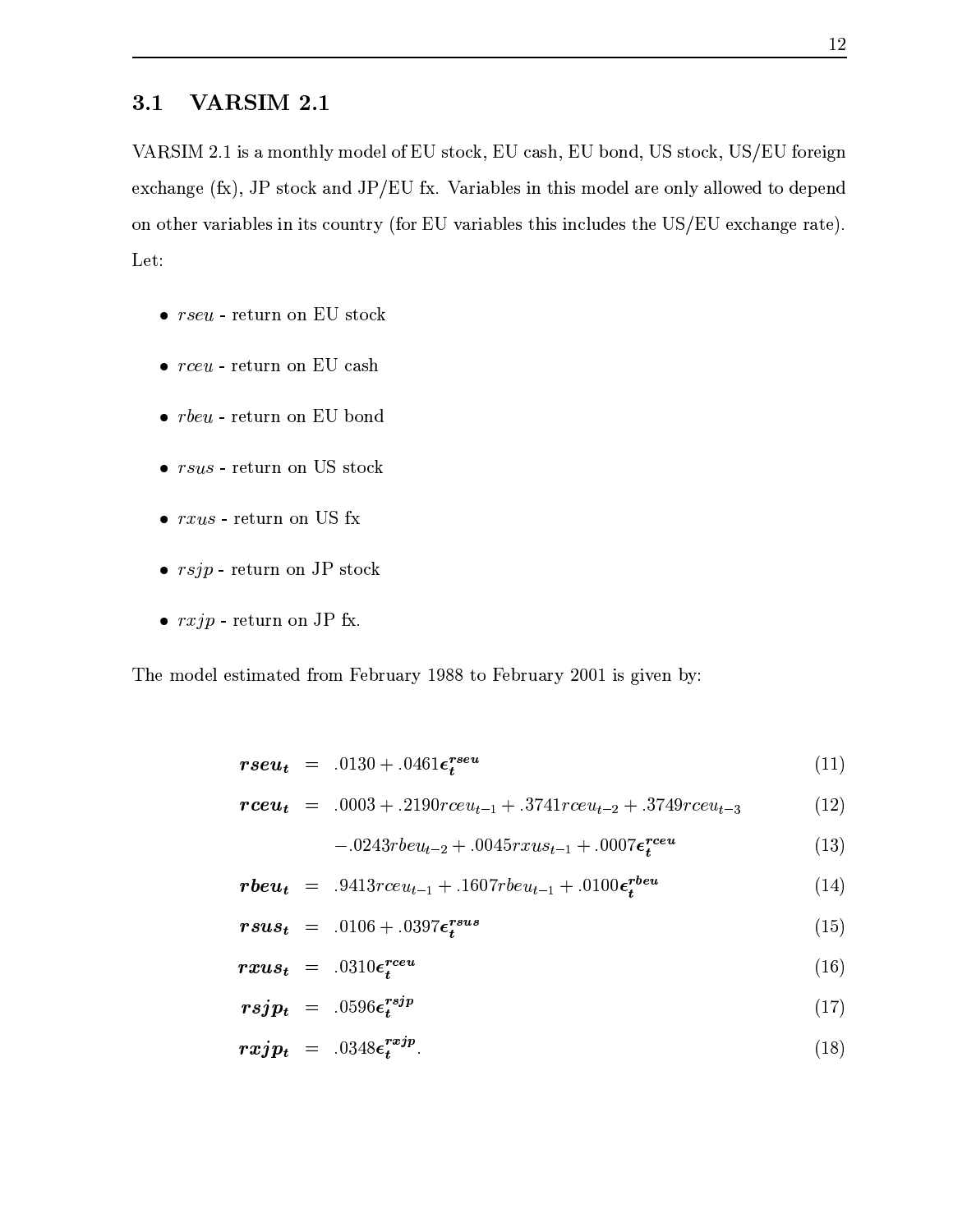## 3.1 VARSIM 2.1

VARSIM 2.1 is a monthly model of EU stock, EU cash, EU bond, US stock, US/EU foreign exchange (fx), JP stock and JP/EU fx. Variables in this model are only allowed to depend on other variables in its country (for EU variables this includes the US/EU exchange rate). Let:

- $rseu$ - return on EU stock
- $rceu$ - return on EU cash
- $rbeu$ - return on EU bond
- $rsus$ - return on US stock
- $rxus$ - return on US fx
- $rsjp$ - return on JP stock
- $rxjp$ - return on JP fx.

The model estimated from February 1988 to February 2001 is given by:

$$
\begin{aligned}
\boldsymbol{rseu_t} &= .0130 + .0461\boldsymbol{\epsilon_t^{rseu}} && (11)\\
\boldsymbol{rceu_t} &= .0003 + .2190 rceu_{t-1} + .3741 rceu_{t-2} + .3749 rceu_{t-3} && (12)\\
&\quad -.0243 rbeu_{t-2} + .0045 rxus_{t-1} + .0007\boldsymbol{\epsilon_t^{rceu}} && (13)\\
\boldsymbol{rbeu_t} &= .9413 rceu_{t-1} + .1607 rbeu_{t-1} + .0100\boldsymbol{\epsilon_t^{rbeu}} && (14)\\
\boldsymbol{rsus_t} &= .0106 + .0397\boldsymbol{\epsilon_t^{rsus}} && (15)\\
\boldsymbol{rxus_t} &= .0310\boldsymbol{\epsilon_t^{rceu}} && (16)\\
\boldsymbol{rsjp_t} &= .0596\boldsymbol{\epsilon_t^{rsjp}} && (17)\\
\boldsymbol{rxjp_t} &= .0348\boldsymbol{\epsilon_t^{rxjp}}. && (18)
\end{aligned}
$$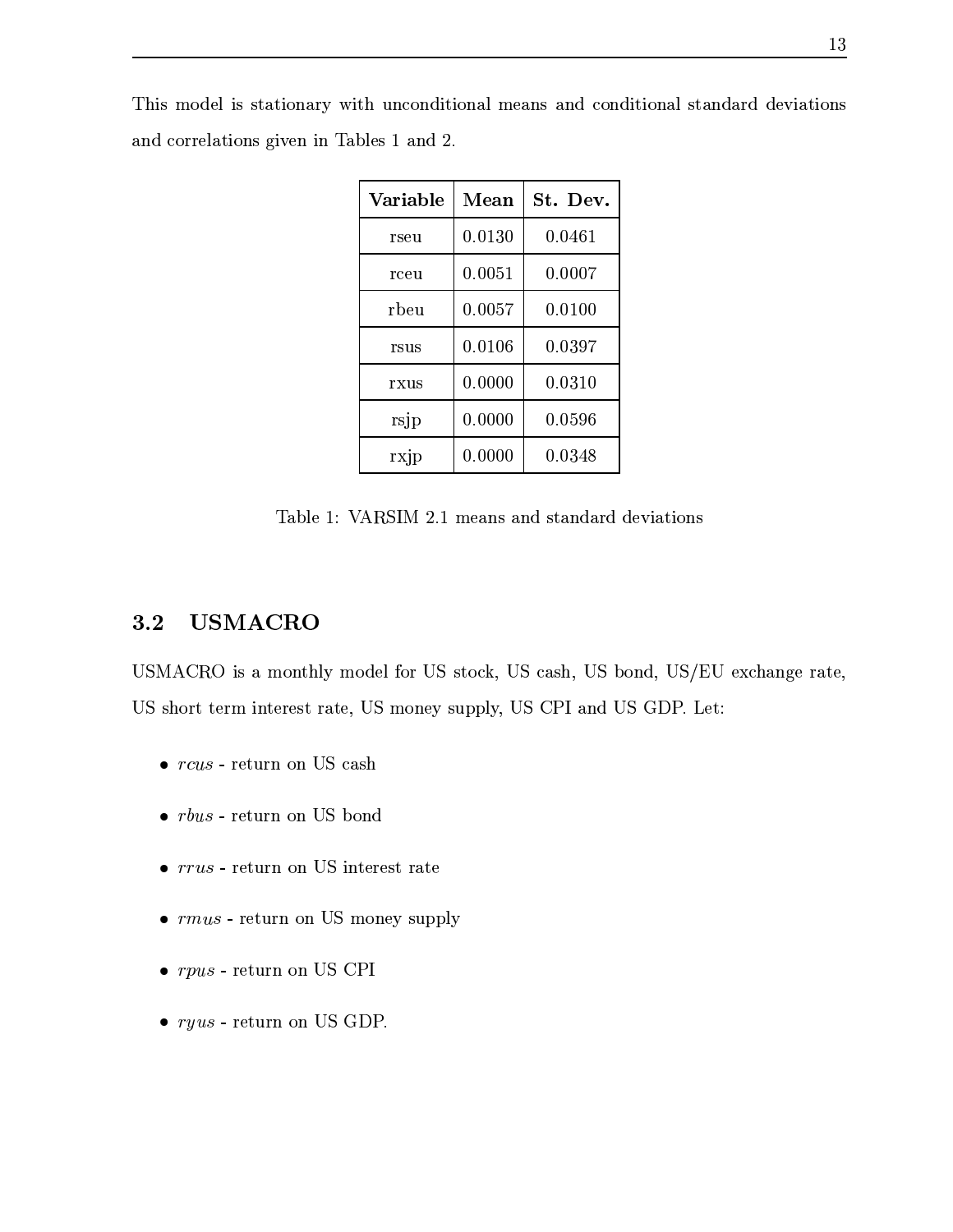This model is stationary with unconditional means and conditional standard deviations and correlations given in Tables 1 and 2.

| Variable | Mean | St. Dev. |
|---|---|---|
| rseu | 0.0130 | 0.0461 |
| rceu | 0.0051 | 0.0007 |
| rbeu | 0.0057 | 0.0100 |
| rsus | 0.0106 | 0.0397 |
| rxus | 0.0000 | 0.0310 |
| rsjp | 0.0000 | 0.0596 |
| rxjp | 0.0000 | 0.0348 |

Table 1: VARSIM 2.1 means and standard deviations

## 3.2 USMACRO

USMACRO is a monthly model for US stock, US cash, US bond, US/EU exchange rate, US short term interest rate, US money supply, US CPI and US GDP. Let:

- *rcus* - return on US cash
- *rbus* - return on US bond
- *rrus* - return on US interest rate
- *rmus* - return on US money supply
- *rpus* - return on US CPI
- *ryus* - return on US GDP.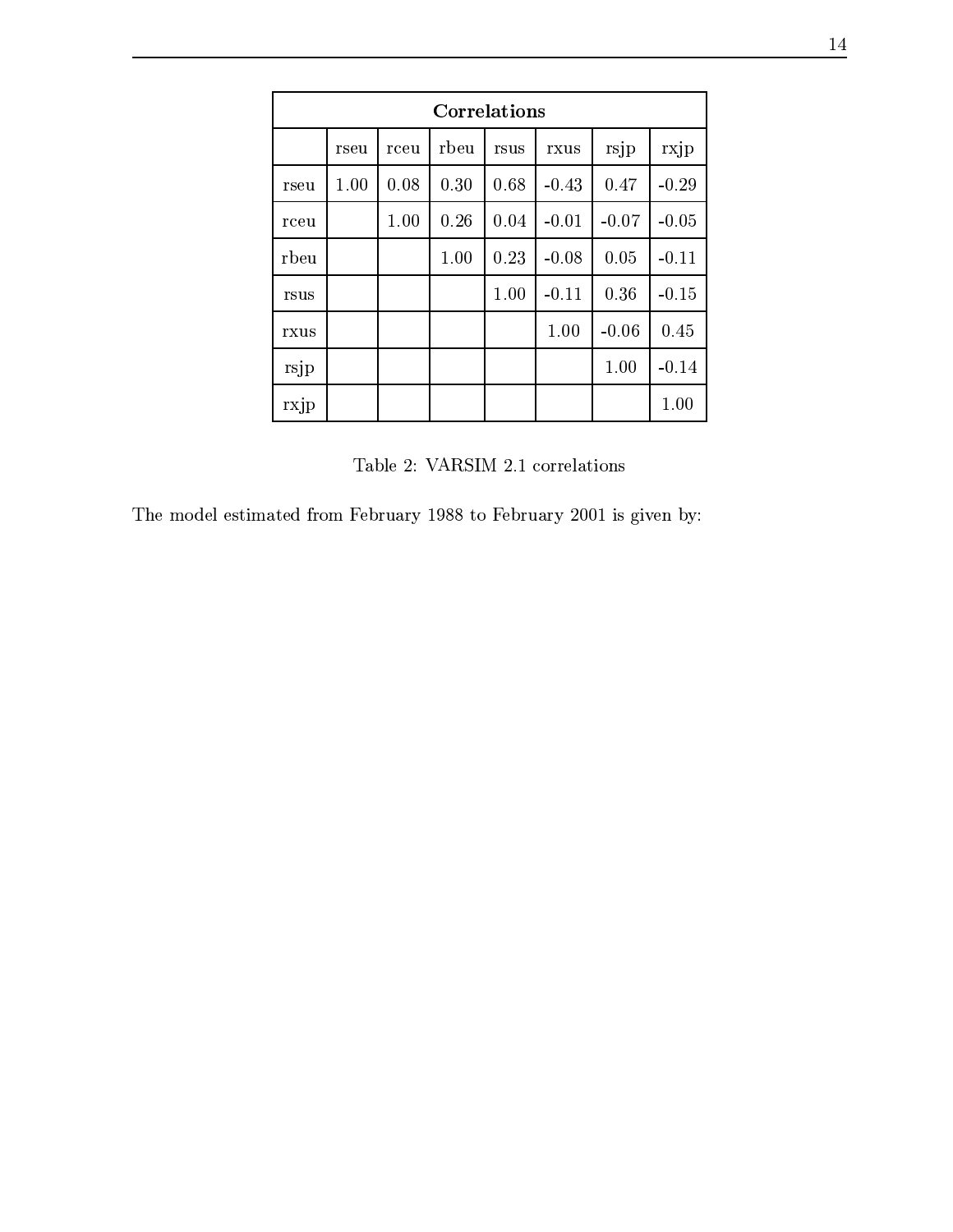| Correlations | | | | | | | |
|---|---|---|---|---|---|---|---|
| | rseu | rceu | rbeu | rsus | rxus | rsjp | rxjp |
| rseu | 1.00 | 0.08 | 0.30 | 0.68 | -0.43 | 0.47 | -0.29 |
| rceu | | 1.00 | 0.26 | 0.04 | -0.01 | -0.07 | -0.05 |
| rbeu | | | 1.00 | 0.23 | -0.08 | 0.05 | -0.11 |
| rsus | | | | 1.00 | -0.11 | 0.36 | -0.15 |
| rxus | | | | | 1.00 | -0.06 | 0.45 |
| rsjp | | | | | | 1.00 | -0.14 |
| rxjp | | | | | | | 1.00 |

Table 2: VARSIM 2.1 correlations

The model estimated from February 1988 to February 2001 is given by: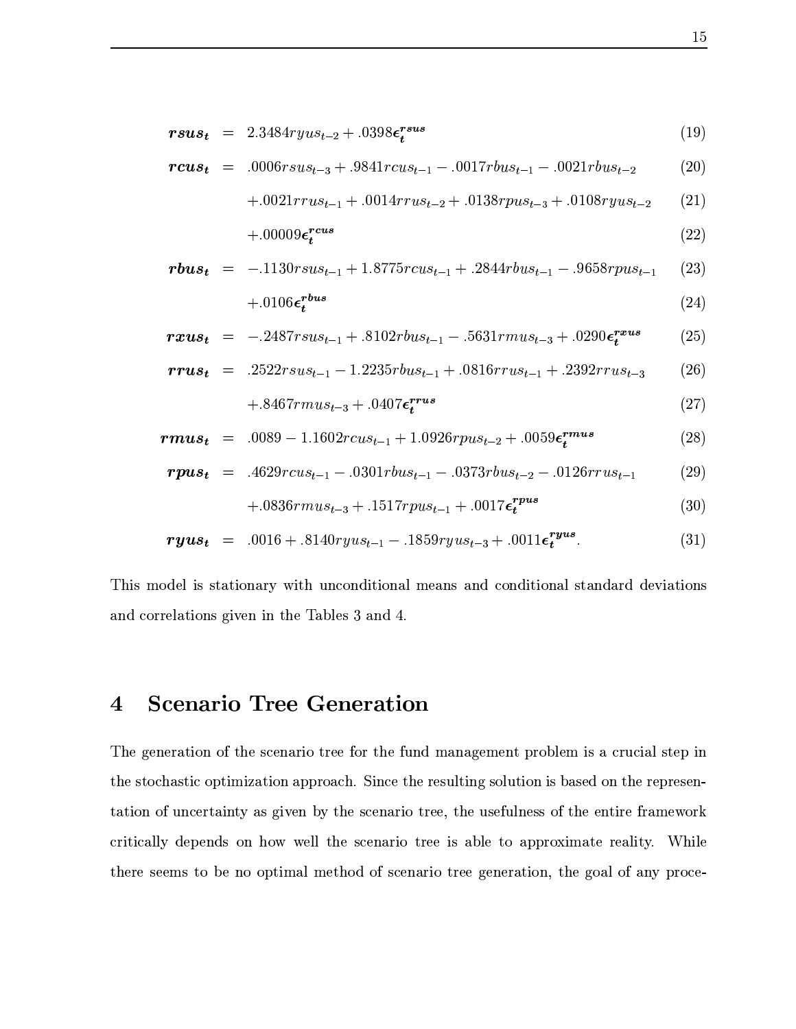$$
\begin{aligned}
\boldsymbol{rsus_t} &= 2.3484 ryus_{t-2} + .0398 \boldsymbol{\epsilon_t^{rsus}} && (19) \\
\boldsymbol{rcus_t} &= .0006 rsus_{t-3} + .9841 rcus_{t-1} - .0017 rbus_{t-1} - .0021 rbus_{t-2} && (20) \\
&\quad + .0021 rrus_{t-1} + .0014 rrus_{t-2} + .0138 rpus_{t-3} + .0108 ryus_{t-2} && (21) \\
&\quad + .00009 \boldsymbol{\epsilon_t^{rcus}} && (22) \\
\boldsymbol{rbus_t} &= -.1130 rsus_{t-1} + 1.8775 rcus_{t-1} + .2844 rbus_{t-1} - .9658 rpus_{t-1} && (23) \\
&\quad + .0106 \boldsymbol{\epsilon_t^{rbus}} && (24) \\
\boldsymbol{rxus_t} &= -.2487 rsus_{t-1} + .8102 rbus_{t-1} - .5631 rmus_{t-3} + .0290 \boldsymbol{\epsilon_t^{rxus}} && (25) \\
\boldsymbol{rrus_t} &= .2522 rsus_{t-1} - 1.2235 rbus_{t-1} + .0816 rrus_{t-1} + .2392 rrus_{t-3} && (26) \\
&\quad + .8467 rmus_{t-3} + .0407 \boldsymbol{\epsilon_t^{rrus}} && (27) \\
\boldsymbol{rmus_t} &= .0089 - 1.1602 rcus_{t-1} + 1.0926 rpus_{t-2} + .0059 \boldsymbol{\epsilon_t^{rmus}} && (28) \\
\boldsymbol{rpus_t} &= .4629 rcus_{t-1} - .0301 rbus_{t-1} - .0373 rbus_{t-2} - .0126 rrus_{t-1} && (29) \\
&\quad + .0836 rmus_{t-3} + .1517 rpus_{t-1} + .0017 \boldsymbol{\epsilon_t^{rpus}} && (30) \\
\boldsymbol{ryus_t} &= .0016 + .8140 ryus_{t-1} - .1859 ryus_{t-3} + .0011 \boldsymbol{\epsilon_t^{ryus}}. && (31)
\end{aligned}
$$

This model is stationary with unconditional means and conditional standard deviations and correlations given in the Tables 3 and 4.

# 4 Scenario Tree Generation

The generation of the scenario tree for the fund management problem is a crucial step in the stochastic optimization approach. Since the resulting solution is based on the representation of uncertainty as given by the scenario tree, the usefulness of the entire framework critically depends on how well the scenario tree is able to approximate reality. While there seems to be no optimal method of scenario tree generation, the goal of any proce-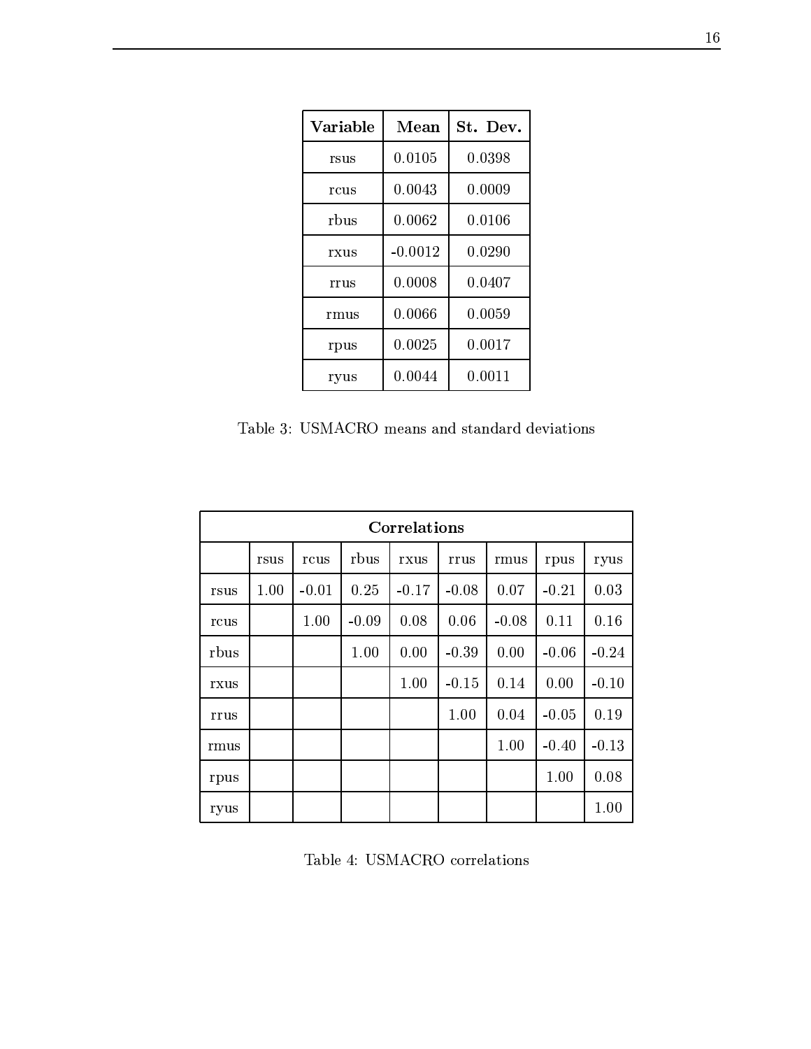| Variable | Mean | St. Dev. |
|---|---|---|
| rsus | 0.0105 | 0.0398 |
| rcus | 0.0043 | 0.0009 |
| rbus | 0.0062 | 0.0106 |
| rxus | -0.0012 | 0.0290 |
| rrus | 0.0008 | 0.0407 |
| rmus | 0.0066 | 0.0059 |
| rpus | 0.0025 | 0.0017 |
| ryus | 0.0044 | 0.0011 |

Table 3: USMACRO means and standard deviations

| **Correlations** | | | | | | | | |
|---|---|---|---|---|---|---|---|---|
| | rsus | rcus | rbus | rxus | rrus | rmus | rpus | ryus |
| rsus | 1.00 | -0.01 | 0.25 | -0.17 | -0.08 | 0.07 | -0.21 | 0.03 |
| rcus | | 1.00 | -0.09 | 0.08 | 0.06 | -0.08 | 0.11 | 0.16 |
| rbus | | | 1.00 | 0.00 | -0.39 | 0.00 | -0.06 | -0.24 |
| rxus | | | | 1.00 | -0.15 | 0.14 | 0.00 | -0.10 |
| rrus | | | | | 1.00 | 0.04 | -0.05 | 0.19 |
| rmus | | | | | | 1.00 | -0.40 | -0.13 |
| rpus | | | | | | | 1.00 | 0.08 |
| ryus | | | | | | | | 1.00 |

Table 4: USMACRO correlations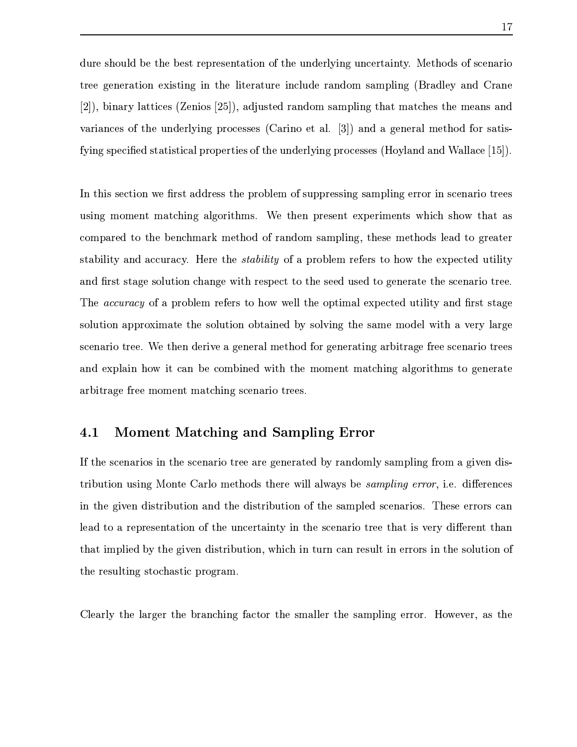dure should be the best representation of the underlying uncertainty. Methods of scenario tree generation existing in the literature include random sampling (Bradley and Crane [2]), binary lattices (Zenios [25]), adjusted random sampling that matches the means and variances of the underlying processes (Carino et al. [3]) and a general method for satisfying specified statistical properties of the underlying processes (Hoyland and Wallace [15]).

In this section we first address the problem of suppressing sampling error in scenario trees using moment matching algorithms. We then present experiments which show that as compared to the benchmark method of random sampling, these methods lead to greater stability and accuracy. Here the *stability* of a problem refers to how the expected utility and first stage solution change with respect to the seed used to generate the scenario tree. The *accuracy* of a problem refers to how well the optimal expected utility and first stage solution approximate the solution obtained by solving the same model with a very large scenario tree. We then derive a general method for generating arbitrage free scenario trees and explain how it can be combined with the moment matching algorithms to generate arbitrage free moment matching scenario trees.

## 4.1 Moment Matching and Sampling Error

If the scenarios in the scenario tree are generated by randomly sampling from a given distribution using Monte Carlo methods there will always be *sampling error*, i.e. differences in the given distribution and the distribution of the sampled scenarios. These errors can lead to a representation of the uncertainty in the scenario tree that is very different than that implied by the given distribution, which in turn can result in errors in the solution of the resulting stochastic program.

Clearly the larger the branching factor the smaller the sampling error. However, as the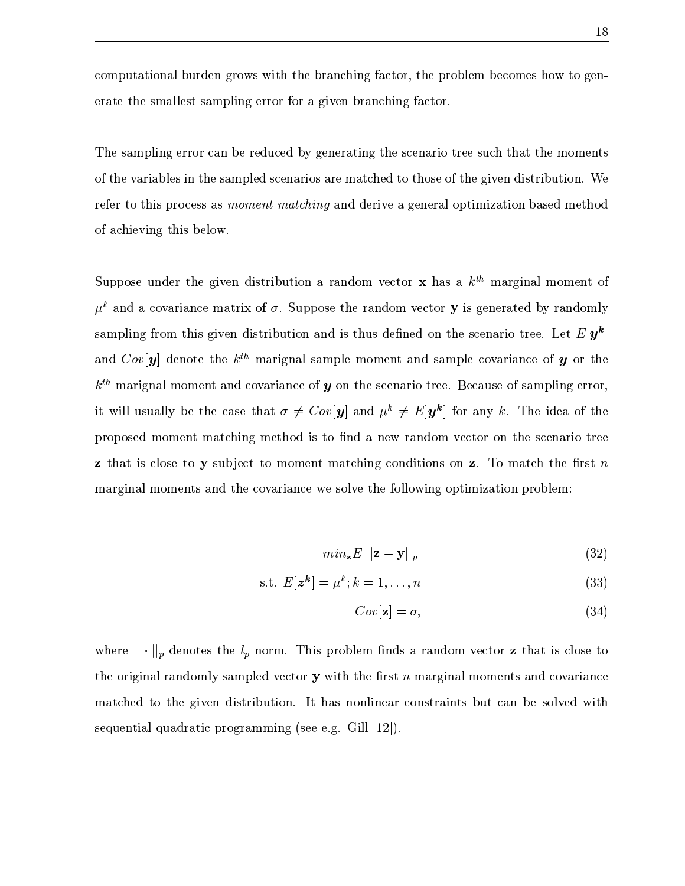computational burden grows with the branching factor, the problem becomes how to generate the smallest sampling error for a given branching factor.

The sampling error can be reduced by generating the scenario tree such that the moments of the variables in the sampled scenarios are matched to those of the given distribution. We refer to this process as *moment matching* and derive a general optimization based method of achieving this below.

Suppose under the given distribution a random vector $\mathbf{x}$ has a $k^{th}$ marginal moment of $\mu^k$ and a covariance matrix of $\sigma$. Suppose the random vector $\mathbf{y}$ is generated by randomly sampling from this given distribution and is thus defined on the scenario tree. Let $E[\boldsymbol{y}^{\boldsymbol{k}}]$ and $Cov[\boldsymbol{y}]$ denote the $k^{th}$ marignal sample moment and sample covariance of $\boldsymbol{y}$ or the $k^{th}$ marignal moment and covariance of $\boldsymbol{y}$ on the scenario tree. Because of sampling error, it will usually be the case that $\sigma \neq Cov[\boldsymbol{y}]$ and $\mu^k \neq E]\boldsymbol{y}^{\boldsymbol{k}}]$ for any $k$. The idea of the proposed moment matching method is to find a new random vector on the scenario tree $\mathbf{z}$ that is close to $\mathbf{y}$ subject to moment matching conditions on $\mathbf{z}$. To match the first $n$ marginal moments and the covariance we solve the following optimization problem:

$$min_{\mathbf{z}} E[||\mathbf{z} - \mathbf{y}||_p] \tag{32}$$

$$\text{s.t. } E[\boldsymbol{z}^{\boldsymbol{k}}] = \mu^k; k = 1, \ldots, n \tag{33}$$

$$Cov[\mathbf{z}] = \sigma, \tag{34}$$

where $|| \cdot ||_p$ denotes the $l_p$ norm. This problem finds a random vector $\mathbf{z}$ that is close to the original randomly sampled vector $\mathbf{y}$ with the first $n$ marginal moments and covariance matched to the given distribution. It has nonlinear constraints but can be solved with sequential quadratic programming (see e.g. Gill [12]).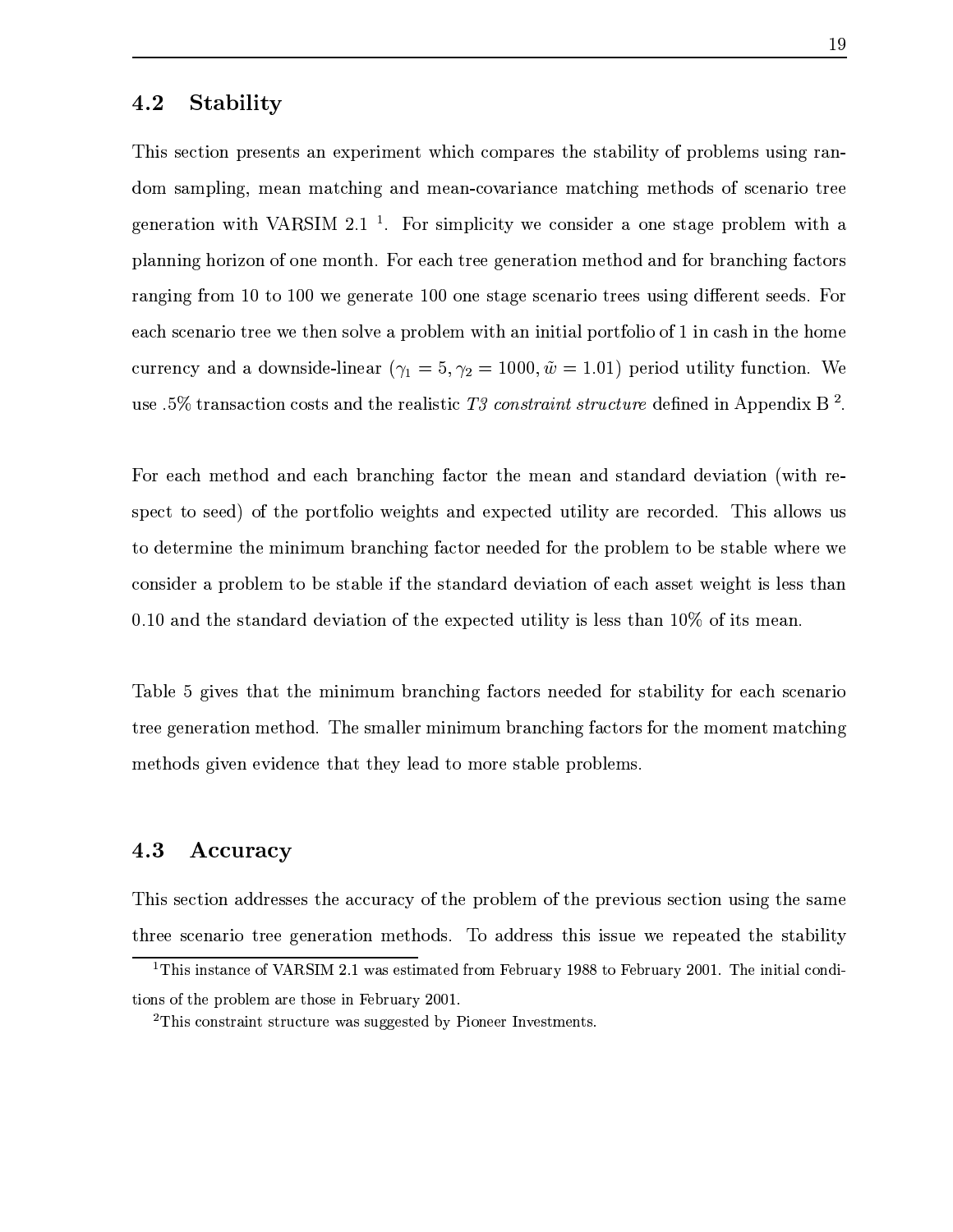## 4.2 Stability

This section presents an experiment which compares the stability of problems using random sampling, mean matching and mean-covariance matching methods of scenario tree generation with VARSIM 2.1 [1]. For simplicity we consider a one stage problem with a planning horizon of one month. For each tree generation method and for branching factors ranging from 10 to 100 we generate 100 one stage scenario trees using different seeds. For each scenario tree we then solve a problem with an initial portfolio of 1 in cash in the home currency and a downside-linear ($\gamma_1 = 5, \gamma_2 = 1000, \tilde{w} = 1.01$) period utility function. We use .5% transaction costs and the realistic *T3 constraint structure* defined in Appendix B [2].

For each method and each branching factor the mean and standard deviation (with respect to seed) of the portfolio weights and expected utility are recorded. This allows us to determine the minimum branching factor needed for the problem to be stable where we consider a problem to be stable if the standard deviation of each asset weight is less than 0.10 and the standard deviation of the expected utility is less than 10% of its mean.

Table 5 gives that the minimum branching factors needed for stability for each scenario tree generation method. The smaller minimum branching factors for the moment matching methods given evidence that they lead to more stable problems.

## 4.3 Accuracy

This section addresses the accuracy of the problem of the previous section using the same three scenario tree generation methods. To address this issue we repeated the stability

[1] This instance of VARSIM 2.1 was estimated from February 1988 to February 2001. The initial conditions of the problem are those in February 2001.

[2] This constraint structure was suggested by Pioneer Investments.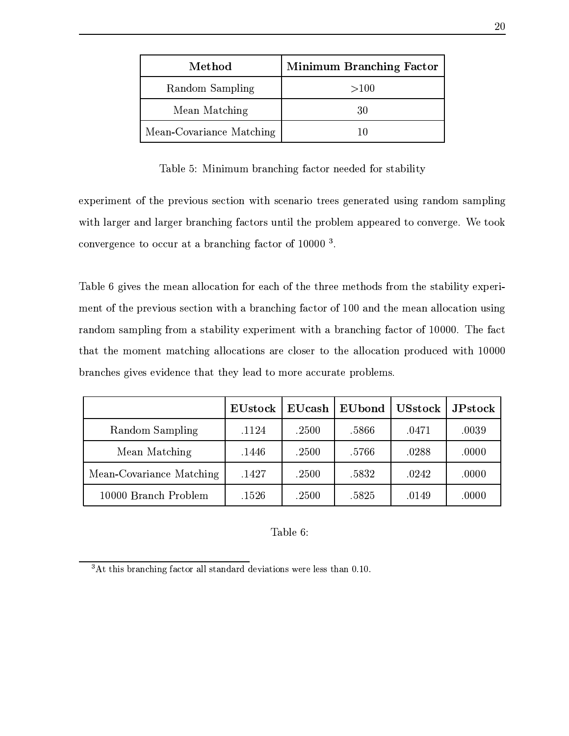| Method | Minimum Branching Factor |
|---|---|
| Random Sampling | >100 |
| Mean Matching | 30 |
| Mean-Covariance Matching | 10 |

Table 5: Minimum branching factor needed for stability

experiment of the previous section with scenario trees generated using random sampling with larger and larger branching factors until the problem appeared to converge. We took convergence to occur at a branching factor of 10000 [3].

Table 6 gives the mean allocation for each of the three methods from the stability experiment of the previous section with a branching factor of 100 and the mean allocation using random sampling from a stability experiment with a branching factor of 10000. The fact that the moment matching allocations are closer to the allocation produced with 10000 branches gives evidence that they lead to more accurate problems.

| | EUstock | EUcash | EUbond | USstock | JPstock |
|---|---|---|---|---|---|
| Random Sampling | .1124 | .2500 | .5866 | .0471 | .0039 |
| Mean Matching | .1446 | .2500 | .5766 | .0288 | .0000 |
| Mean-Covariance Matching | .1427 | .2500 | .5832 | .0242 | .0000 |
| 10000 Branch Problem | .1526 | .2500 | .5825 | .0149 | .0000 |

Table 6:

[3] At this branching factor all standard deviations were less than 0.10.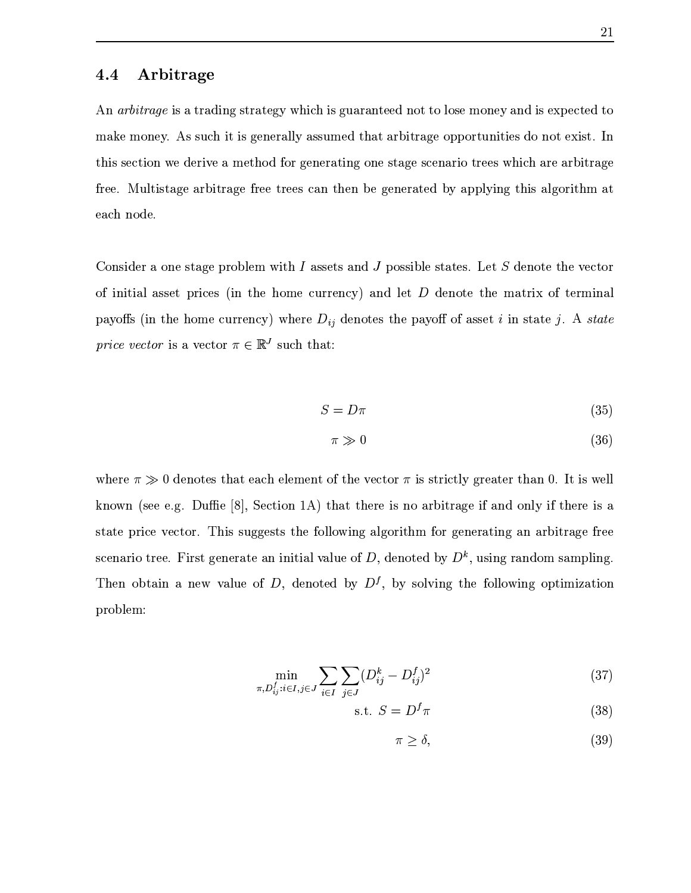## 4.4 Arbitrage

An *arbitrage* is a trading strategy which is guaranteed not to lose money and is expected to make money. As such it is generally assumed that arbitrage opportunities do not exist. In this section we derive a method for generating one stage scenario trees which are arbitrage free. Multistage arbitrage free trees can then be generated by applying this algorithm at each node.

Consider a one stage problem with $I$ assets and $J$ possible states. Let $S$ denote the vector of initial asset prices (in the home currency) and let $D$ denote the matrix of terminal payoffs (in the home currency) where $D_{ij}$ denotes the payoff of asset $i$ in state $j$. A *state price vector* is a vector $\pi \in \mathbb{R}^J$ such that:

$$S = D\pi \tag{35}$$

$$\pi \gg 0 \tag{36}$$

where $\pi \gg 0$ denotes that each element of the vector $\pi$ is strictly greater than 0. It is well known (see e.g. Duffie [8], Section 1A) that there is no arbitrage if and only if there is a state price vector. This suggests the following algorithm for generating an arbitrage free scenario tree. First generate an initial value of $D$, denoted by $D^k$, using random sampling. Then obtain a new value of $D$, denoted by $D^f$, by solving the following optimization problem:

$$\min_{\pi, D^f_{ij}: i \in I, j \in J} \sum_{i \in I} \sum_{j \in J} (D^k_{ij} - D^f_{ij})^2 \tag{37}$$

$$\text{s.t. } S = D^f \pi \tag{38}$$

$$\pi \geq \delta, \tag{39}$$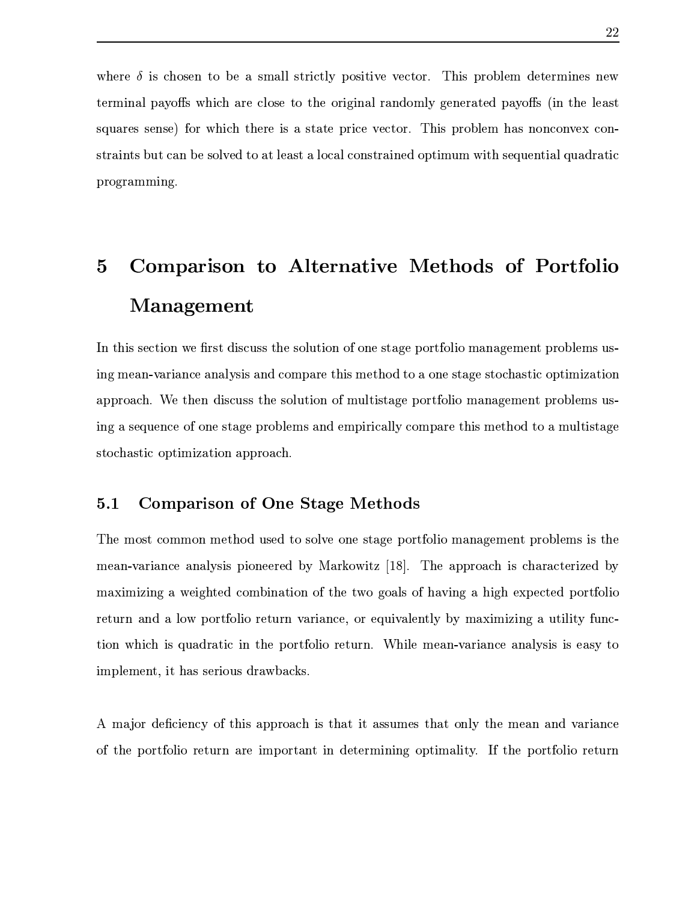where $\delta$ is chosen to be a small strictly positive vector. This problem determines new terminal payoffs which are close to the original randomly generated payoffs (in the least squares sense) for which there is a state price vector. This problem has nonconvex constraints but can be solved to at least a local constrained optimum with sequential quadratic programming.

# 5 Comparison to Alternative Methods of Portfolio Management

In this section we first discuss the solution of one stage portfolio management problems using mean-variance analysis and compare this method to a one stage stochastic optimization approach. We then discuss the solution of multistage portfolio management problems using a sequence of one stage problems and empirically compare this method to a multistage stochastic optimization approach.

## 5.1 Comparison of One Stage Methods

The most common method used to solve one stage portfolio management problems is the mean-variance analysis pioneered by Markowitz [18]. The approach is characterized by maximizing a weighted combination of the two goals of having a high expected portfolio return and a low portfolio return variance, or equivalently by maximizing a utility function which is quadratic in the portfolio return. While mean-variance analysis is easy to implement, it has serious drawbacks.

A major deficiency of this approach is that it assumes that only the mean and variance of the portfolio return are important in determining optimality. If the portfolio return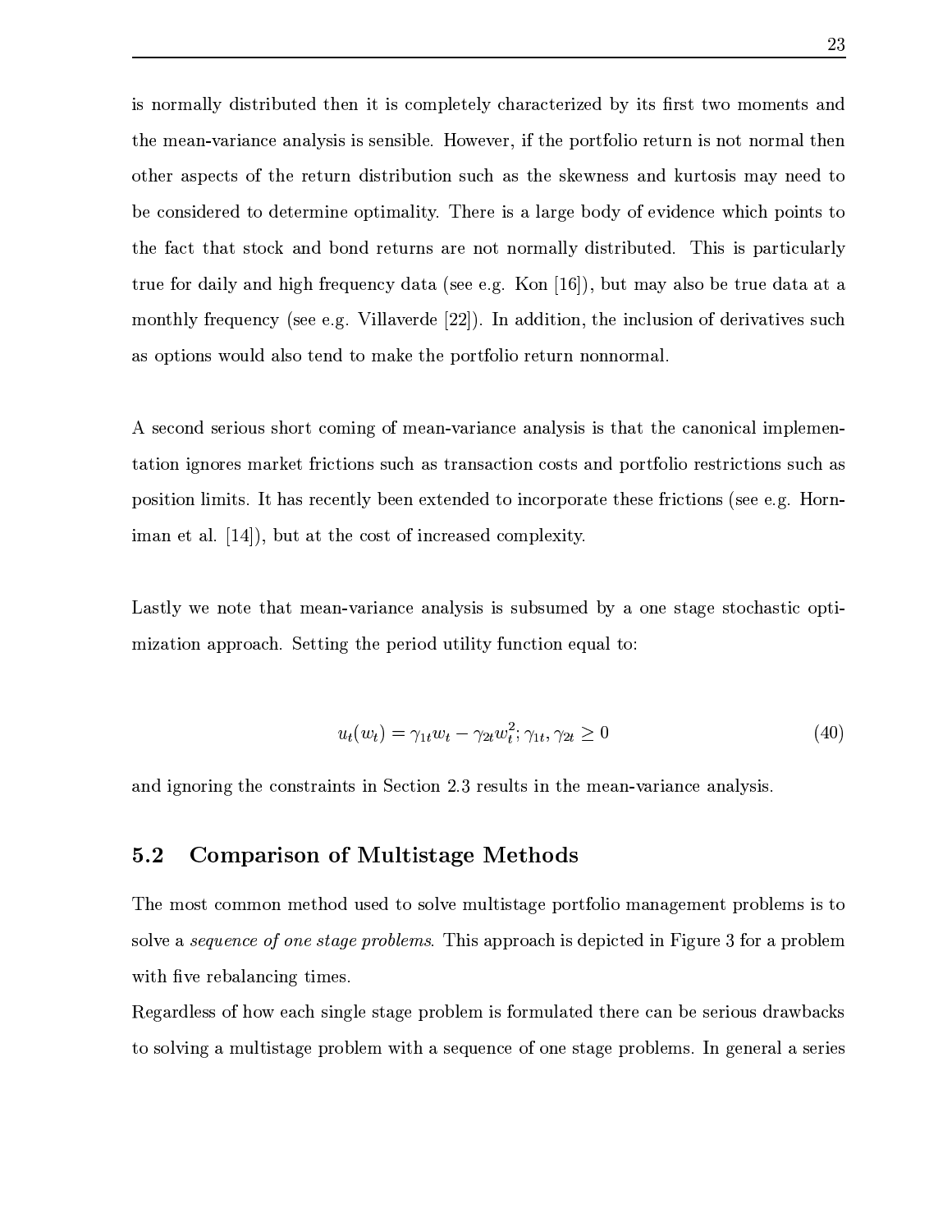is normally distributed then it is completely characterized by its first two moments and the mean-variance analysis is sensible. However, if the portfolio return is not normal then other aspects of the return distribution such as the skewness and kurtosis may need to be considered to determine optimality. There is a large body of evidence which points to the fact that stock and bond returns are not normally distributed. This is particularly true for daily and high frequency data (see e.g. Kon [16]), but may also be true data at a monthly frequency (see e.g. Villaverde [22]). In addition, the inclusion of derivatives such as options would also tend to make the portfolio return nonnormal.

A second serious short coming of mean-variance analysis is that the canonical implementation ignores market frictions such as transaction costs and portfolio restrictions such as position limits. It has recently been extended to incorporate these frictions (see e.g. Horniman et al. [14]), but at the cost of increased complexity.

Lastly we note that mean-variance analysis is subsumed by a one stage stochastic optimization approach. Setting the period utility function equal to:

$$u_t(w_t) = \gamma_{1t} w_t - \gamma_{2t} w_t^2; \gamma_{1t}, \gamma_{2t} \geq 0 \tag{40}$$

and ignoring the constraints in Section 2.3 results in the mean-variance analysis.

## 5.2 Comparison of Multistage Methods

The most common method used to solve multistage portfolio management problems is to solve a *sequence of one stage problems*. This approach is depicted in Figure 3 for a problem with five rebalancing times.

Regardless of how each single stage problem is formulated there can be serious drawbacks to solving a multistage problem with a sequence of one stage problems. In general a series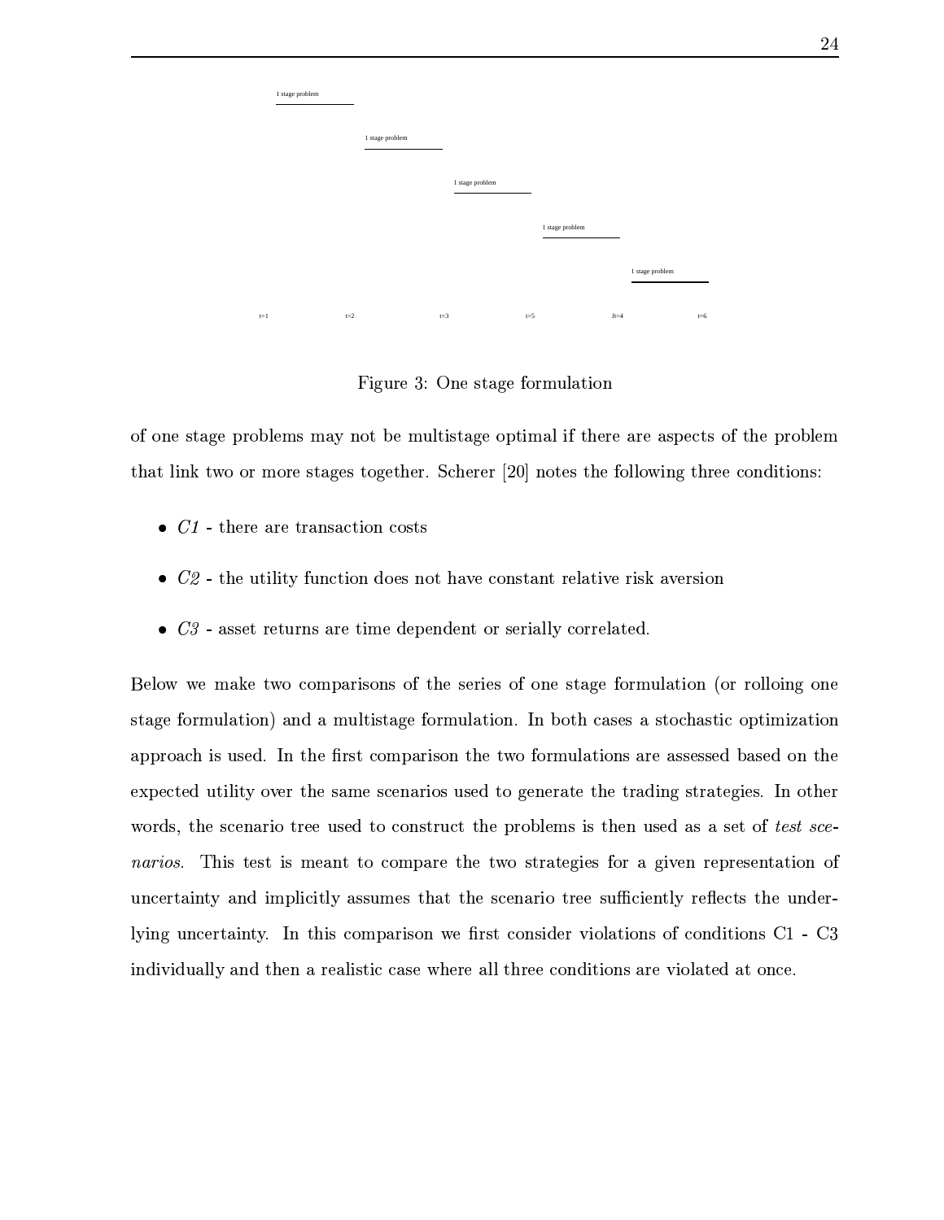1 stage problem

1 stage problem

1 stage problem

1 stage problem

1 stage problem

t=1 t=2 t=3 t=5 Jt=4 t=6

Figure 3: One stage formulation

of one stage problems may not be multistage optimal if there are aspects of the problem that link two or more stages together. Scherer [20] notes the following three conditions:

- *C1* - there are transaction costs
- *C2* - the utility function does not have constant relative risk aversion
- *C3* - asset returns are time dependent or serially correlated.

Below we make two comparisons of the series of one stage formulation (or rolloing one stage formulation) and a multistage formulation. In both cases a stochastic optimization approach is used. In the first comparison the two formulations are assessed based on the expected utility over the same scenarios used to generate the trading strategies. In other words, the scenario tree used to construct the problems is then used as a set of *test scenarios*. This test is meant to compare the two strategies for a given representation of uncertainty and implicitly assumes that the scenario tree sufficiently reflects the underlying uncertainty. In this comparison we first consider violations of conditions C1 - C3 individually and then a realistic case where all three conditions are violated at once.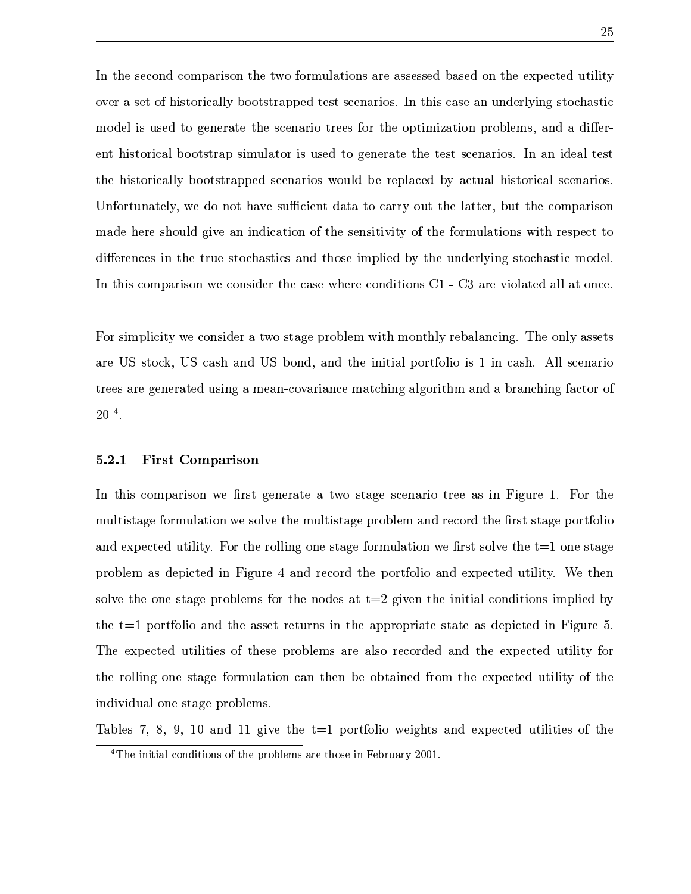In the second comparison the two formulations are assessed based on the expected utility over a set of historically bootstrapped test scenarios. In this case an underlying stochastic model is used to generate the scenario trees for the optimization problems, and a different historical bootstrap simulator is used to generate the test scenarios. In an ideal test the historically bootstrapped scenarios would be replaced by actual historical scenarios. Unfortunately, we do not have sufficient data to carry out the latter, but the comparison made here should give an indication of the sensitivity of the formulations with respect to differences in the true stochastics and those implied by the underlying stochastic model. In this comparison we consider the case where conditions C1 - C3 are violated all at once.

For simplicity we consider a two stage problem with monthly rebalancing. The only assets are US stock, US cash and US bond, and the initial portfolio is 1 in cash. All scenario trees are generated using a mean-covariance matching algorithm and a branching factor of 20 [4].

### 5.2.1 First Comparison

In this comparison we first generate a two stage scenario tree as in Figure 1. For the multistage formulation we solve the multistage problem and record the first stage portfolio and expected utility. For the rolling one stage formulation we first solve the t=1 one stage problem as depicted in Figure 4 and record the portfolio and expected utility. We then solve the one stage problems for the nodes at t=2 given the initial conditions implied by the t=1 portfolio and the asset returns in the appropriate state as depicted in Figure 5. The expected utilities of these problems are also recorded and the expected utility for the rolling one stage formulation can then be obtained from the expected utility of the individual one stage problems.

Tables 7, 8, 9, 10 and 11 give the t=1 portfolio weights and expected utilities of the

[4] The initial conditions of the problems are those in February 2001.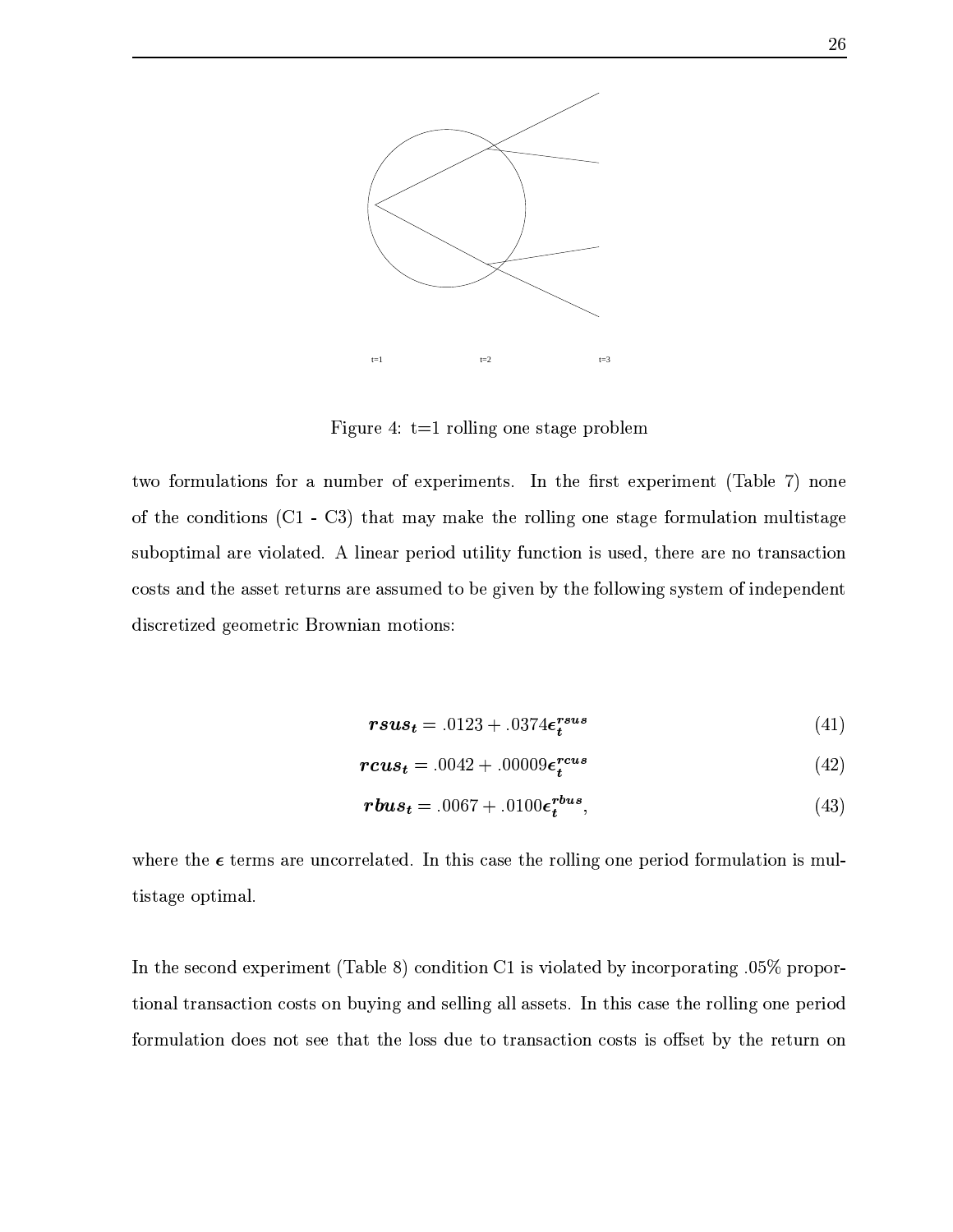t=1 t=2 t=3

Figure 4: t=1 rolling one stage problem

two formulations for a number of experiments. In the first experiment (Table 7) none of the conditions (C1 - C3) that may make the rolling one stage formulation multistage suboptimal are violated. A linear period utility function is used, there are no transaction costs and the asset returns are assumed to be given by the following system of independent discretized geometric Brownian motions:

$$\boldsymbol{rsus_t} = .0123 + .0374\boldsymbol{\epsilon_t^{rsus}} \tag{41}$$

$$\boldsymbol{rcus_t} = .0042 + .00009\boldsymbol{\epsilon_t^{rcus}} \tag{42}$$

$$\boldsymbol{rbus_t} = .0067 + .0100\boldsymbol{\epsilon_t^{rbus}}, \tag{43}$$

where the $\boldsymbol{\epsilon}$ terms are uncorrelated. In this case the rolling one period formulation is multistage optimal.

In the second experiment (Table 8) condition C1 is violated by incorporating .05% proportional transaction costs on buying and selling all assets. In this case the rolling one period formulation does not see that the loss due to transaction costs is offset by the return on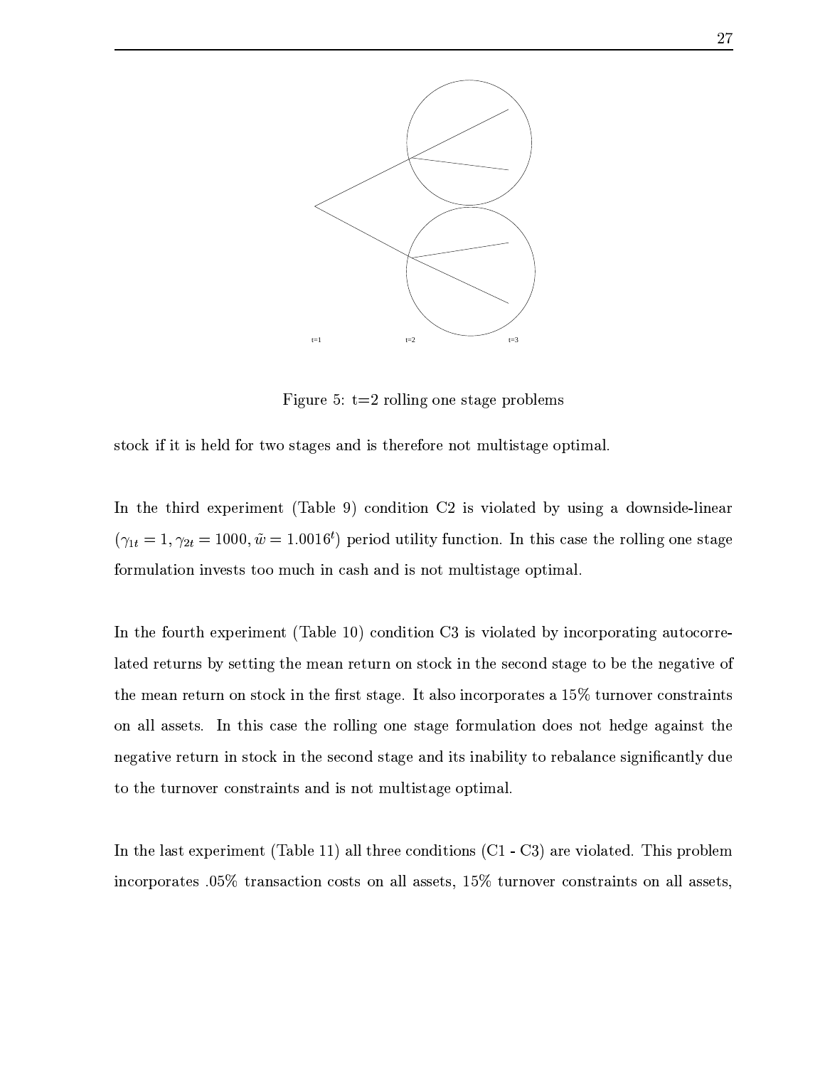t=1 t=2 t=3

Figure 5: t=2 rolling one stage problems

stock if it is held for two stages and is therefore not multistage optimal.

In the third experiment (Table 9) condition C2 is violated by using a downside-linear ($\gamma_{1t} = 1, \gamma_{2t} = 1000, \tilde{w} = 1.0016^t$) period utility function. In this case the rolling one stage formulation invests too much in cash and is not multistage optimal.

In the fourth experiment (Table 10) condition C3 is violated by incorporating autocorrelated returns by setting the mean return on stock in the second stage to be the negative of the mean return on stock in the first stage. It also incorporates a 15% turnover constraints on all assets. In this case the rolling one stage formulation does not hedge against the negative return in stock in the second stage and its inability to rebalance significantly due to the turnover constraints and is not multistage optimal.

In the last experiment (Table 11) all three conditions (C1 - C3) are violated. This problem incorporates .05% transaction costs on all assets, 15% turnover constraints on all assets,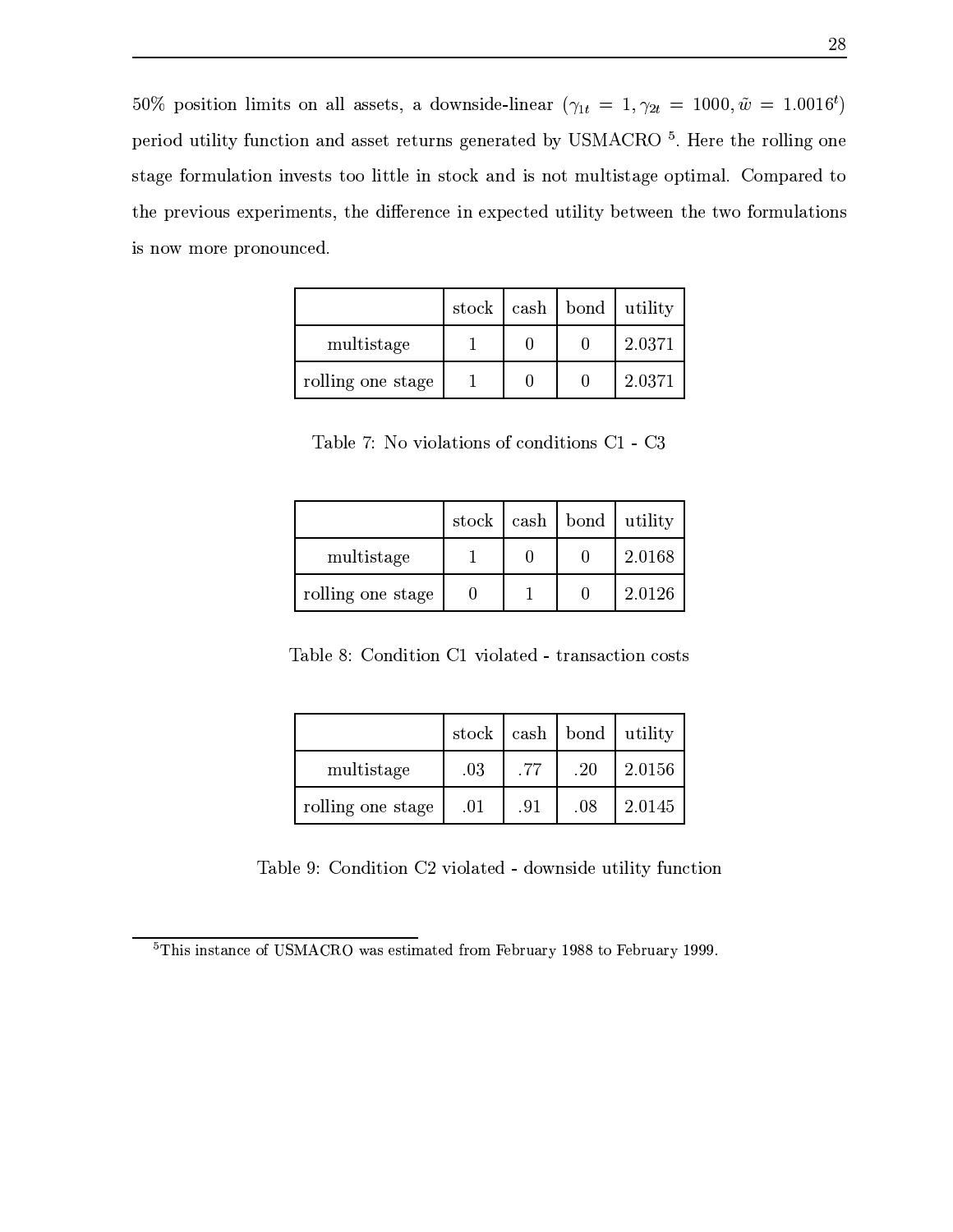50% position limits on all assets, a downside-linear ($\gamma_{1t} = 1, \gamma_{2t} = 1000, \tilde{w} = 1.0016^t$) period utility function and asset returns generated by USMACRO [5]. Here the rolling one stage formulation invests too little in stock and is not multistage optimal. Compared to the previous experiments, the difference in expected utility between the two formulations is now more pronounced.

| | stock | cash | bond | utility |
|---|---|---|---|---|
| multistage | 1 | 0 | 0 | 2.0371 |
| rolling one stage | 1 | 0 | 0 | 2.0371 |

Table 7: No violations of conditions C1 - C3

| | stock | cash | bond | utility |
|---|---|---|---|---|
| multistage | 1 | 0 | 0 | 2.0168 |
| rolling one stage | 0 | 1 | 0 | 2.0126 |

Table 8: Condition C1 violated - transaction costs

| | stock | cash | bond | utility |
|---|---|---|---|---|
| multistage | .03 | .77 | .20 | 2.0156 |
| rolling one stage | .01 | .91 | .08 | 2.0145 |

Table 9: Condition C2 violated - downside utility function

[5] This instance of USMACRO was estimated from February 1988 to February 1999.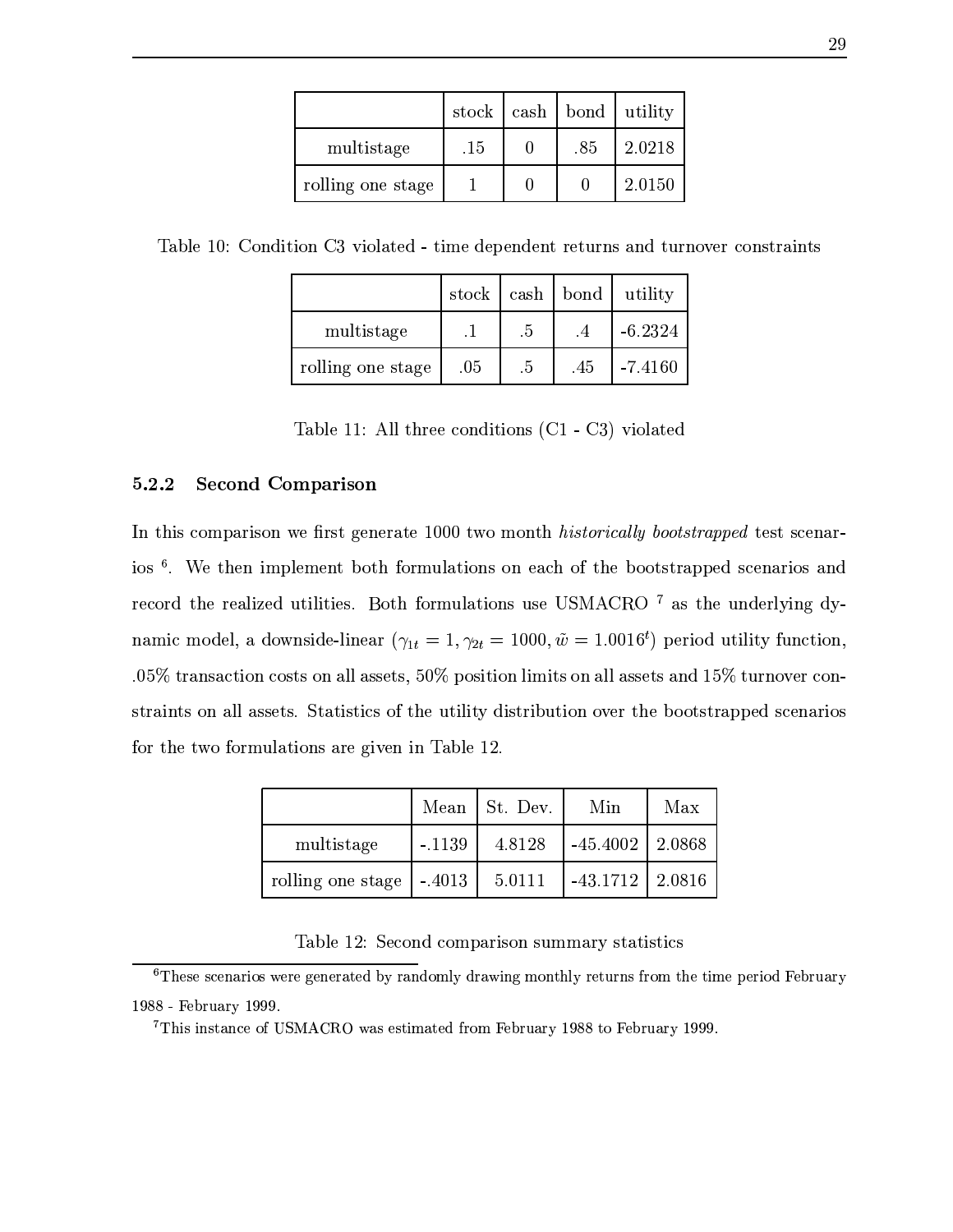|  | stock | cash | bond | utility |
|---|---|---|---|---|
| multistage | .15 | 0 | .85 | 2.0218 |
| rolling one stage | 1 | 0 | 0 | 2.0150 |

Table 10: Condition C3 violated - time dependent returns and turnover constraints

|  | stock | cash | bond | utility |
|---|---|---|---|---|
| multistage | .1 | .5 | .4 | -6.2324 |
| rolling one stage | .05 | .5 | .45 | -7.4160 |

Table 11: All three conditions (C1 - C3) violated

### 5.2.2 Second Comparison

In this comparison we first generate 1000 two month *historically bootstrapped* test scenarios [6]. We then implement both formulations on each of the bootstrapped scenarios and record the realized utilities. Both formulations use USMACRO [7] as the underlying dynamic model, a downside-linear ($\gamma_{1t} = 1, \gamma_{2t} = 1000, \tilde{w} = 1.0016^t$) period utility function, .05% transaction costs on all assets, 50% position limits on all assets and 15% turnover constraints on all assets. Statistics of the utility distribution over the bootstrapped scenarios for the two formulations are given in Table 12.

|  | Mean | St. Dev. | Min | Max |
|---|---|---|---|---|
| multistage | -.1139 | 4.8128 | -45.4002 | 2.0868 |
| rolling one stage | -.4013 | 5.0111 | -43.1712 | 2.0816 |

Table 12: Second comparison summary statistics

[6] These scenarios were generated by randomly drawing monthly returns from the time period February 1988 - February 1999.

[7] This instance of USMACRO was estimated from February 1988 to February 1999.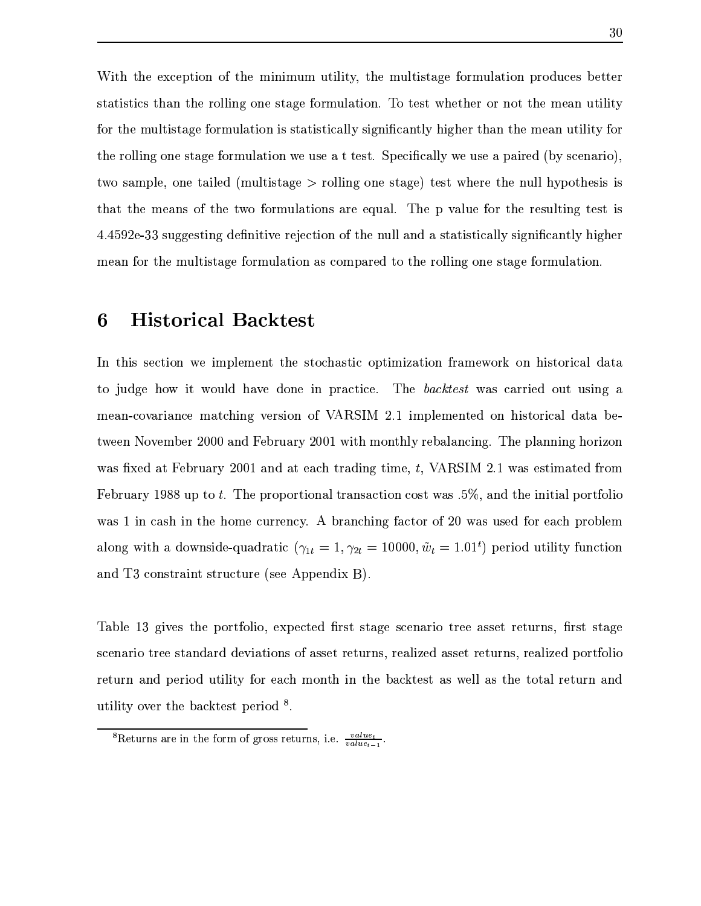With the exception of the minimum utility, the multistage formulation produces better statistics than the rolling one stage formulation. To test whether or not the mean utility for the multistage formulation is statistically significantly higher than the mean utility for the rolling one stage formulation we use a t test. Specifically we use a paired (by scenario), two sample, one tailed (multistage > rolling one stage) test where the null hypothesis is that the means of the two formulations are equal. The p value for the resulting test is 4.4592e-33 suggesting definitive rejection of the null and a statistically significantly higher mean for the multistage formulation as compared to the rolling one stage formulation.

## 6 Historical Backtest

In this section we implement the stochastic optimization framework on historical data to judge how it would have done in practice. The *backtest* was carried out using a mean-covariance matching version of VARSIM 2.1 implemented on historical data between November 2000 and February 2001 with monthly rebalancing. The planning horizon was fixed at February 2001 and at each trading time, $t$, VARSIM 2.1 was estimated from February 1988 up to $t$. The proportional transaction cost was .5%, and the initial portfolio was 1 in cash in the home currency. A branching factor of 20 was used for each problem along with a downside-quadratic ($\gamma_{1t} = 1, \gamma_{2t} = 10000, \tilde{w}_t = 1.01^t$) period utility function and T3 constraint structure (see Appendix B).

Table 13 gives the portfolio, expected first stage scenario tree asset returns, first stage scenario tree standard deviations of asset returns, realized asset returns, realized portfolio return and period utility for each month in the backtest as well as the total return and utility over the backtest period [8].

[8] Returns are in the form of gross returns, i.e. $\frac{value_t}{value_{t-1}}$.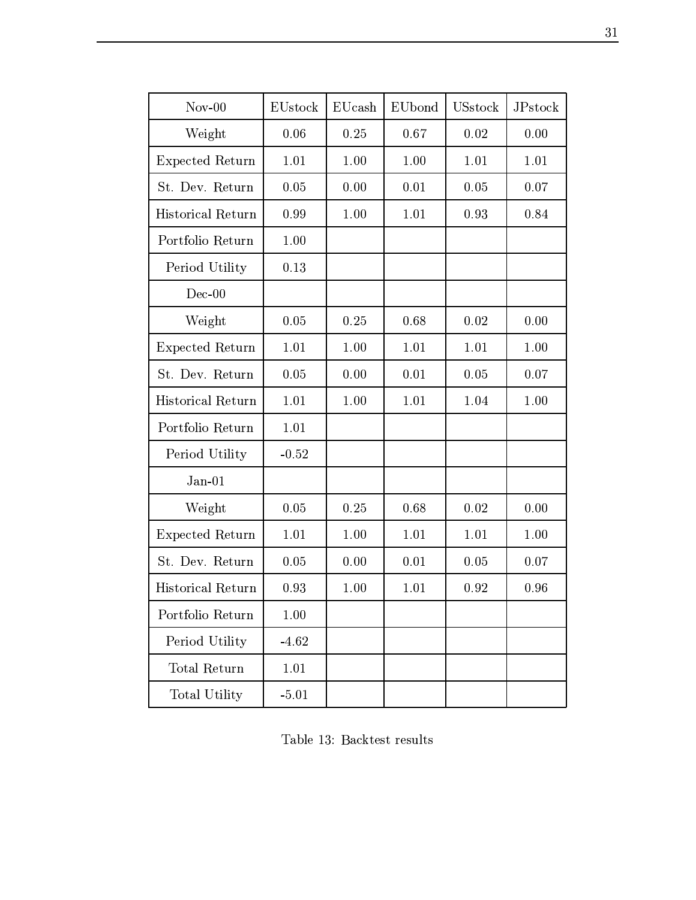| Nov-00 | EUstock | EUcash | EUbond | USstock | JPstock |
|---|---|---|---|---|---|
| Weight | 0.06 | 0.25 | 0.67 | 0.02 | 0.00 |
| Expected Return | 1.01 | 1.00 | 1.00 | 1.01 | 1.01 |
| St. Dev. Return | 0.05 | 0.00 | 0.01 | 0.05 | 0.07 |
| Historical Return | 0.99 | 1.00 | 1.01 | 0.93 | 0.84 |
| Portfolio Return | 1.00 | | | | |
| Period Utility | 0.13 | | | | |
| Dec-00 | | | | | |
| Weight | 0.05 | 0.25 | 0.68 | 0.02 | 0.00 |
| Expected Return | 1.01 | 1.00 | 1.01 | 1.01 | 1.00 |
| St. Dev. Return | 0.05 | 0.00 | 0.01 | 0.05 | 0.07 |
| Historical Return | 1.01 | 1.00 | 1.01 | 1.04 | 1.00 |
| Portfolio Return | 1.01 | | | | |
| Period Utility | -0.52 | | | | |
| Jan-01 | | | | | |
| Weight | 0.05 | 0.25 | 0.68 | 0.02 | 0.00 |
| Expected Return | 1.01 | 1.00 | 1.01 | 1.01 | 1.00 |
| St. Dev. Return | 0.05 | 0.00 | 0.01 | 0.05 | 0.07 |
| Historical Return | 0.93 | 1.00 | 1.01 | 0.92 | 0.96 |
| Portfolio Return | 1.00 | | | | |
| Period Utility | -4.62 | | | | |
| Total Return | 1.01 | | | | |
| Total Utility | -5.01 | | | | |

Table 13: Backtest results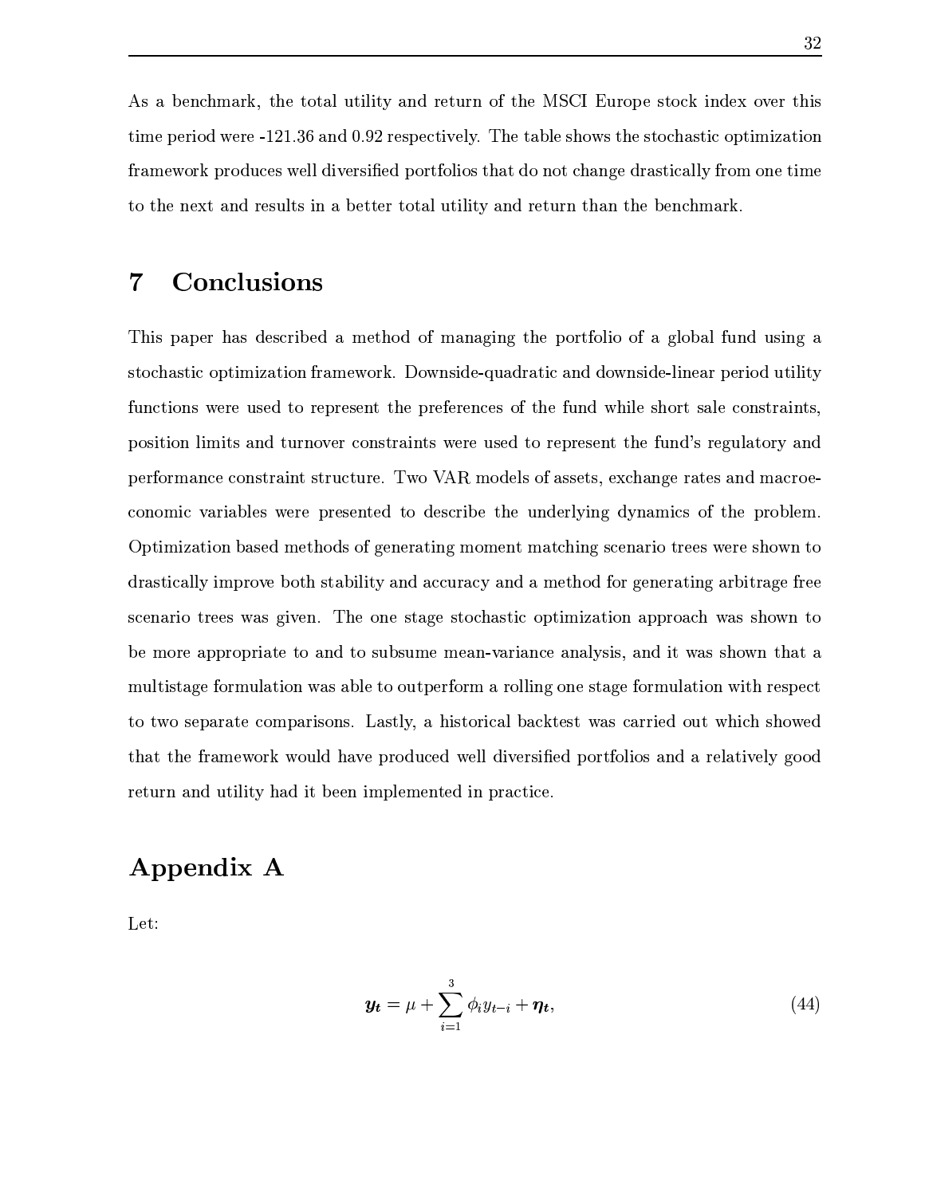As a benchmark, the total utility and return of the MSCI Europe stock index over this time period were -121.36 and 0.92 respectively. The table shows the stochastic optimization framework produces well diversified portfolios that do not change drastically from one time to the next and results in a better total utility and return than the benchmark.

# 7 Conclusions

This paper has described a method of managing the portfolio of a global fund using a stochastic optimization framework. Downside-quadratic and downside-linear period utility functions were used to represent the preferences of the fund while short sale constraints, position limits and turnover constraints were used to represent the fund's regulatory and performance constraint structure. Two VAR models of assets, exchange rates and macroeconomic variables were presented to describe the underlying dynamics of the problem. Optimization based methods of generating moment matching scenario trees were shown to drastically improve both stability and accuracy and a method for generating arbitrage free scenario trees was given. The one stage stochastic optimization approach was shown to be more appropriate to and to subsume mean-variance analysis, and it was shown that a multistage formulation was able to outperform a rolling one stage formulation with respect to two separate comparisons. Lastly, a historical backtest was carried out which showed that the framework would have produced well diversified portfolios and a relatively good return and utility had it been implemented in practice.

# Appendix A

Let:

$$\boldsymbol{y_t} = \mu + \sum_{i=1}^{3} \phi_i y_{t-i} + \boldsymbol{\eta_t}, \tag{44}$$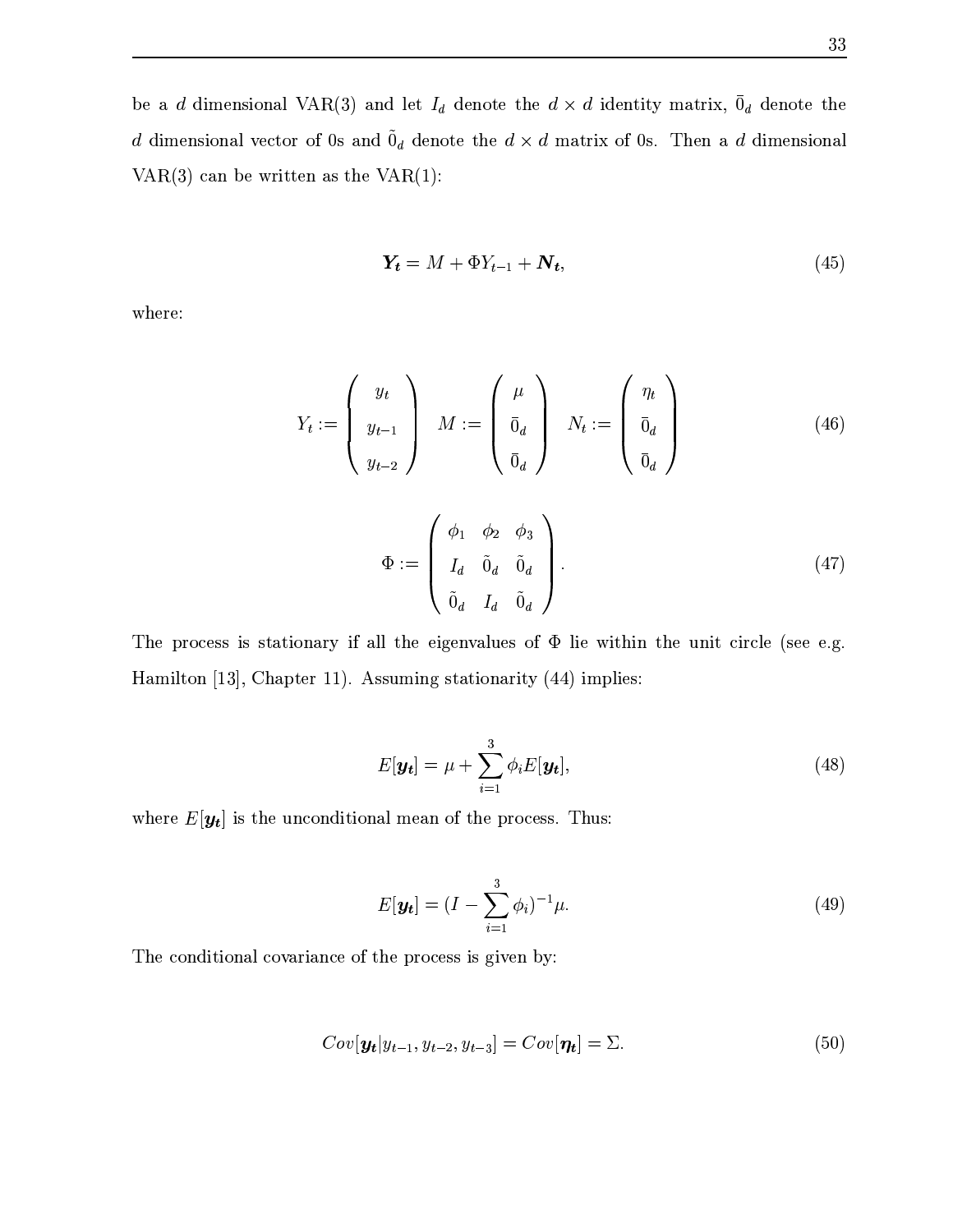be a $d$ dimensional VAR(3) and let $I_d$ denote the $d \times d$ identity matrix, $\bar{0}_d$ denote the $d$ dimensional vector of 0s and $\tilde{0}_d$ denote the $d \times d$ matrix of 0s. Then a $d$ dimensional VAR(3) can be written as the VAR(1):

$$\boldsymbol{Y_t} = M + \Phi Y_{t-1} + \boldsymbol{N_t}, \tag{45}$$

where:

$$Y_t := \begin{pmatrix} y_t \\ y_{t-1} \\ y_{t-2} \end{pmatrix} \quad M := \begin{pmatrix} \mu \\ \bar{0}_d \\ \bar{0}_d \end{pmatrix} \quad N_t := \begin{pmatrix} \eta_t \\ \bar{0}_d \\ \bar{0}_d \end{pmatrix} \tag{46}$$

$$\Phi := \begin{pmatrix} \phi_1 & \phi_2 & \phi_3 \\ I_d & \tilde{0}_d & \tilde{0}_d \\ \tilde{0}_d & I_d & \tilde{0}_d \end{pmatrix}. \tag{47}$$

The process is stationary if all the eigenvalues of $\Phi$ lie within the unit circle (see e.g. Hamilton [13], Chapter 11). Assuming stationarity (44) implies:

$$E[\boldsymbol{y_t}] = \mu + \sum_{i=1}^{3} \phi_i E[\boldsymbol{y_t}], \tag{48}$$

where $E[\boldsymbol{y_t}]$ is the unconditional mean of the process. Thus:

$$E[\boldsymbol{y_t}] = (I - \sum_{i=1}^{3} \phi_i)^{-1} \mu. \tag{49}$$

The conditional covariance of the process is given by:

$$Cov[\boldsymbol{y_t} | y_{t-1}, y_{t-2}, y_{t-3}] = Cov[\boldsymbol{\eta_t}] = \Sigma. \tag{50}$$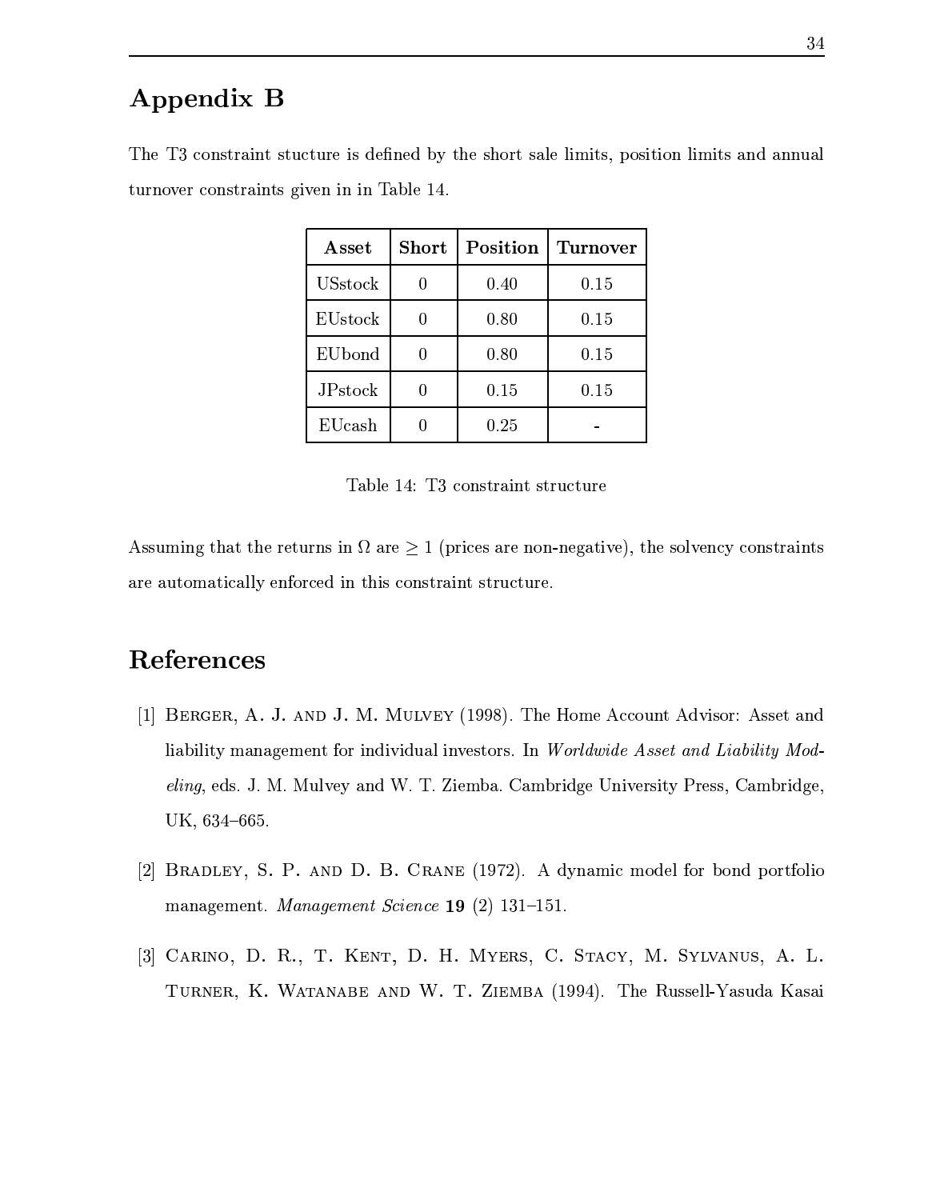## Appendix B

The T3 constraint stucture is defined by the short sale limits, position limits and annual turnover constraints given in in Table 14.

| **Asset** | **Short** | **Position** | **Turnover** |
|---|---|---|---|
| USstock | 0 | 0.40 | 0.15 |
| EUstock | 0 | 0.80 | 0.15 |
| EUbond | 0 | 0.80 | 0.15 |
| JPstock | 0 | 0.15 | 0.15 |
| EUcash | 0 | 0.25 | - |

Table 14: T3 constraint structure

Assuming that the returns in $\Omega$ are $\geq 1$ (prices are non-negative), the solvency constraints are automatically enforced in this constraint structure.

## References

[1] Berger, A. J. and J. M. Mulvey (1998). The Home Account Advisor: Asset and liability management for individual investors. In *Worldwide Asset and Liability Modeling*, eds. J. M. Mulvey and W. T. Ziemba. Cambridge University Press, Cambridge, UK, 634–665.

[2] Bradley, S. P. and D. B. Crane (1972). A dynamic model for bond portfolio management. *Management Science* **19** (2) 131–151.

[3] Carino, D. R., T. Kent, D. H. Myers, C. Stacy, M. Sylvanus, A. L. Turner, K. Watanabe and W. T. Ziemba (1994). The Russell-Yasuda Kasai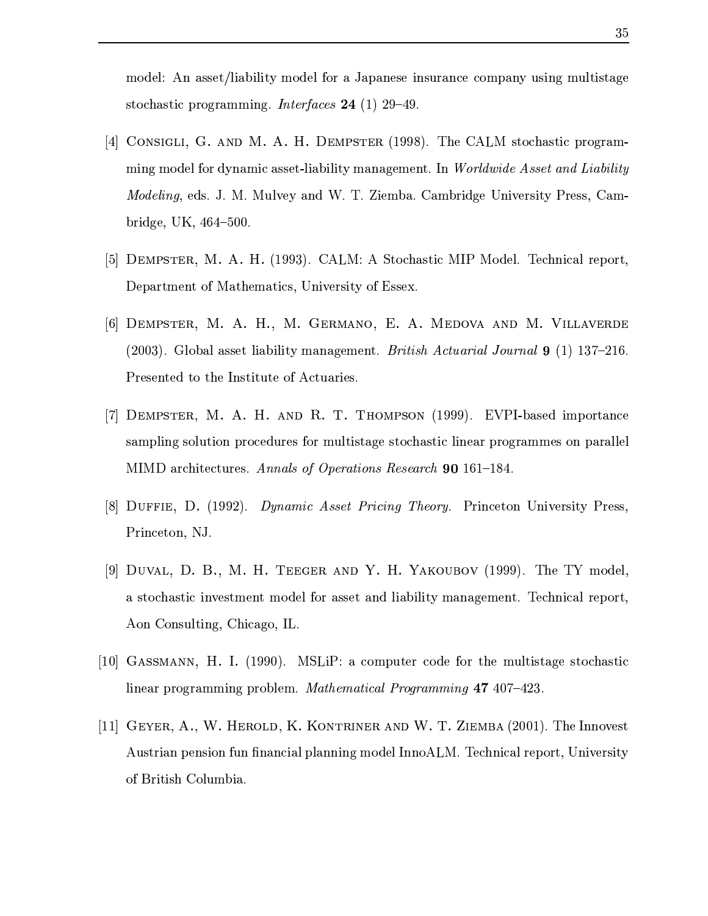model: An asset/liability model for a Japanese insurance company using multistage stochastic programming. *Interfaces* **24** (1) 29–49.

[4] Consigli, G. and M. A. H. Dempster (1998). The CALM stochastic programming model for dynamic asset-liability management. In *Worldwide Asset and Liability Modeling*, eds. J. M. Mulvey and W. T. Ziemba. Cambridge University Press, Cambridge, UK, 464–500.

[5] Dempster, M. A. H. (1993). CALM: A Stochastic MIP Model. Technical report, Department of Mathematics, University of Essex.

[6] Dempster, M. A. H., M. Germano, E. A. Medova and M. Villaverde (2003). Global asset liability management. *British Actuarial Journal* **9** (1) 137–216. Presented to the Institute of Actuaries.

[7] Dempster, M. A. H. and R. T. Thompson (1999). EVPI-based importance sampling solution procedures for multistage stochastic linear programmes on parallel MIMD architectures. *Annals of Operations Research* **90** 161–184.

[8] Duffie, D. (1992). *Dynamic Asset Pricing Theory.* Princeton University Press, Princeton, NJ.

[9] Duval, D. B., M. H. Teeger and Y. H. Yakoubov (1999). The TY model, a stochastic investment model for asset and liability management. Technical report, Aon Consulting, Chicago, IL.

[10] Gassmann, H. I. (1990). MSLiP: a computer code for the multistage stochastic linear programming problem. *Mathematical Programming* **47** 407–423.

[11] Geyer, A., W. Herold, K. Kontriner and W. T. Ziemba (2001). The Innovest Austrian pension fun financial planning model InnoALM. Technical report, University of British Columbia.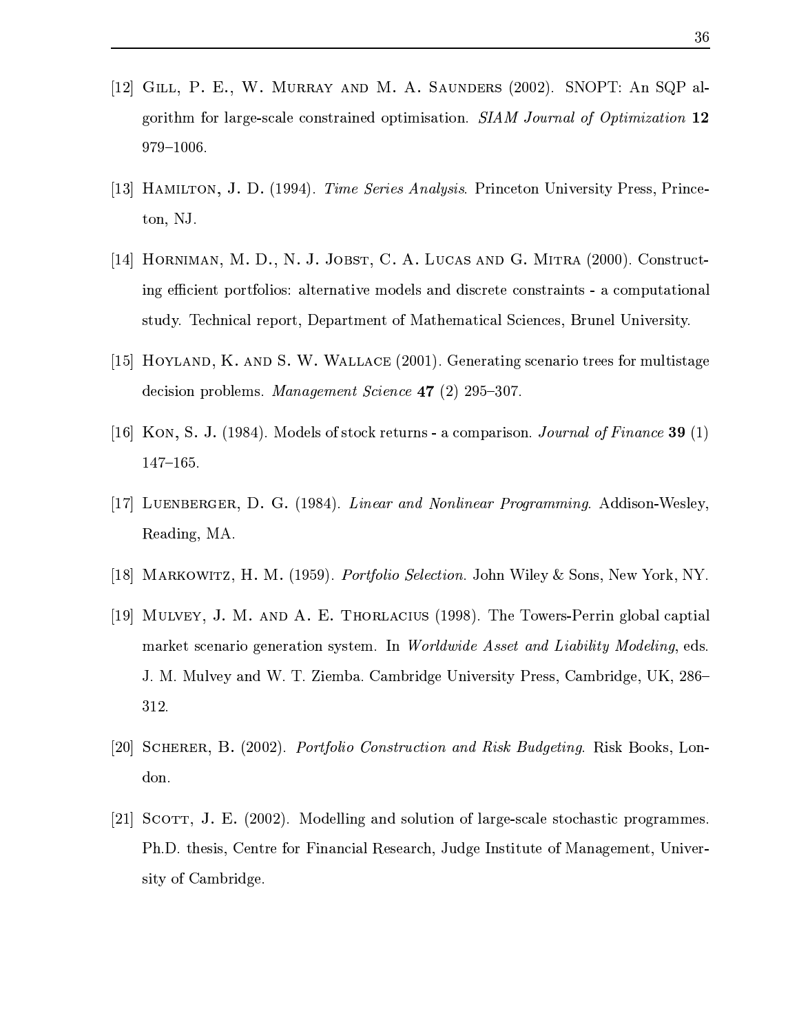[12] Gill, P. E., W. Murray and M. A. Saunders (2002). SNOPT: An SQP algorithm for large-scale constrained optimisation. *SIAM Journal of Optimization* **12** 979–1006.

[13] Hamilton, J. D. (1994). *Time Series Analysis*. Princeton University Press, Princeton, NJ.

[14] Horniman, M. D., N. J. Jobst, C. A. Lucas and G. Mitra (2000). Constructing efficient portfolios: alternative models and discrete constraints - a computational study. Technical report, Department of Mathematical Sciences, Brunel University.

[15] Hoyland, K. and S. W. Wallace (2001). Generating scenario trees for multistage decision problems. *Management Science* **47** (2) 295–307.

[16] Kon, S. J. (1984). Models of stock returns - a comparison. *Journal of Finance* **39** (1) 147–165.

[17] Luenberger, D. G. (1984). *Linear and Nonlinear Programming*. Addison-Wesley, Reading, MA.

[18] Markowitz, H. M. (1959). *Portfolio Selection*. John Wiley & Sons, New York, NY.

[19] Mulvey, J. M. and A. E. Thorlacius (1998). The Towers-Perrin global captial market scenario generation system. In *Worldwide Asset and Liability Modeling*, eds. J. M. Mulvey and W. T. Ziemba. Cambridge University Press, Cambridge, UK, 286–312.

[20] Scherer, B. (2002). *Portfolio Construction and Risk Budgeting*. Risk Books, London.

[21] Scott, J. E. (2002). Modelling and solution of large-scale stochastic programmes. Ph.D. thesis, Centre for Financial Research, Judge Institute of Management, University of Cambridge.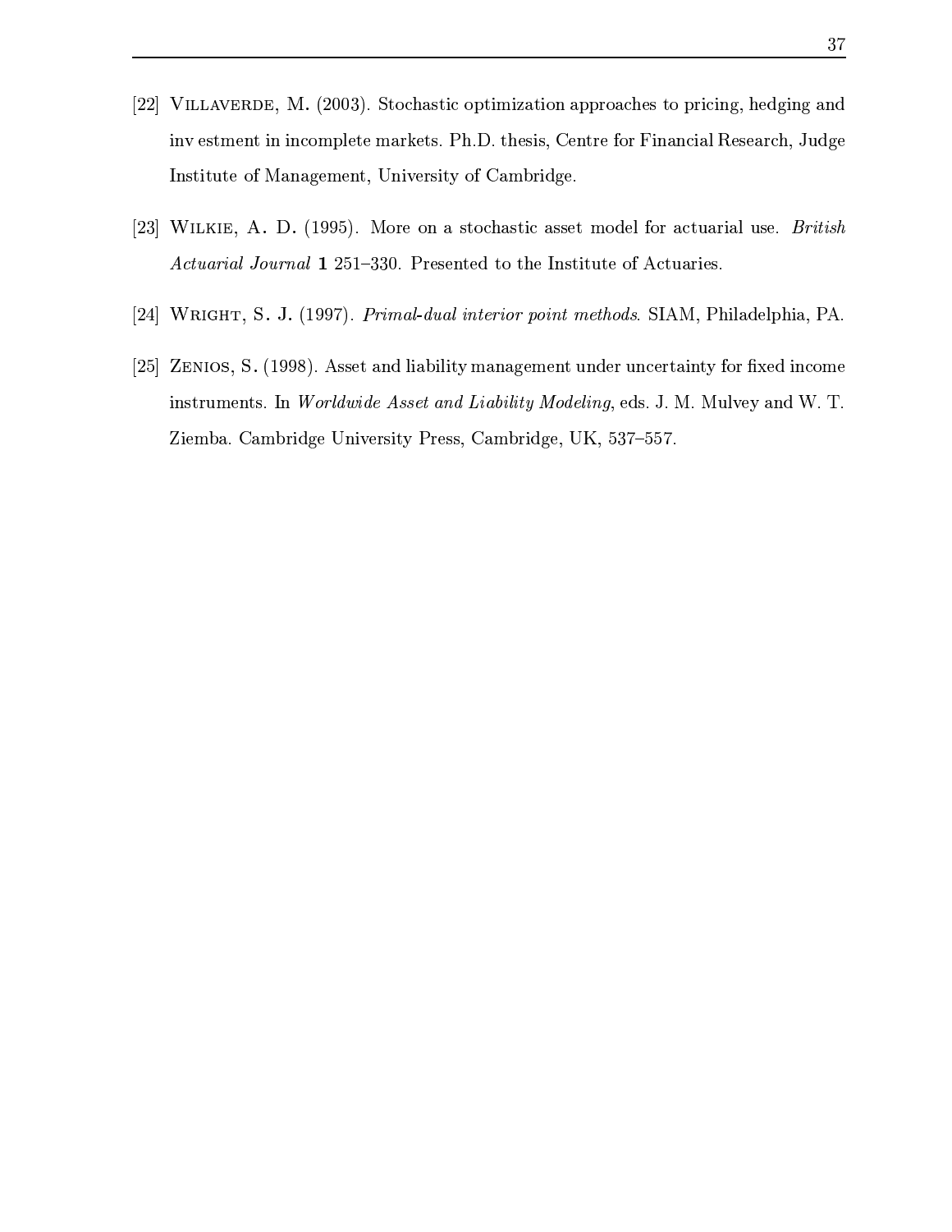[22] Villaverde, M. (2003). Stochastic optimization approaches to pricing, hedging and inv estment in incomplete markets. Ph.D. thesis, Centre for Financial Research, Judge Institute of Management, University of Cambridge.

[23] Wilkie, A. D. (1995). More on a stochastic asset model for actuarial use. *British Actuarial Journal* **1** 251–330. Presented to the Institute of Actuaries.

[24] Wright, S. J. (1997). *Primal-dual interior point methods*. SIAM, Philadelphia, PA.

[25] Zenios, S. (1998). Asset and liability management under uncertainty for fixed income instruments. In *Worldwide Asset and Liability Modeling*, eds. J. M. Mulvey and W. T. Ziemba. Cambridge University Press, Cambridge, UK, 537–557.